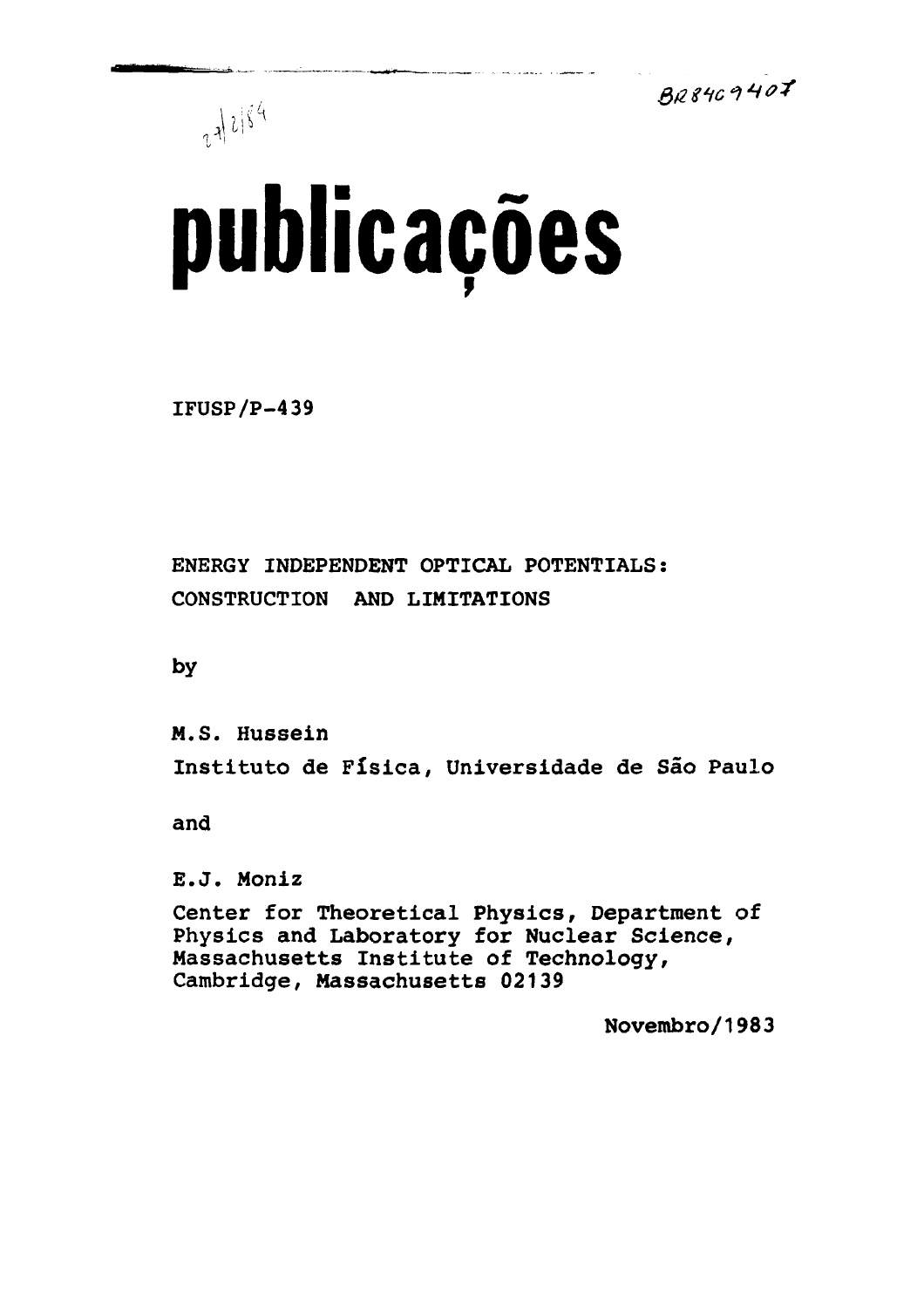BR84C9407

27/2/84

# publicações

IFUSP/P-439

ENERGY INDEPENDENT OPTICAL POTENTIALS:
CONSTRUCTION AND LIMITATIONS

by

M.S. Hussein
Instituto de Física, Universidade de São Paulo

and

E.J. Moniz
Center for Theoretical Physics, Department of Physics and Laboratory for Nuclear Science, Massachusetts Institute of Technology, Cambridge, Massachusetts 02139

Novembro/1983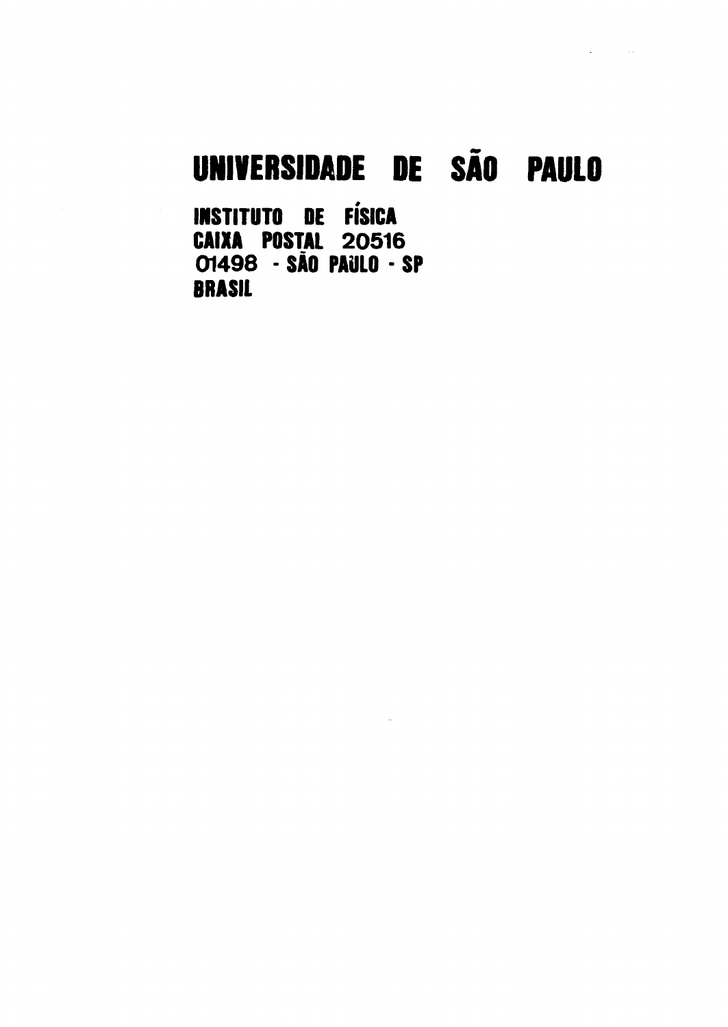# UNIVERSIDADE DE SÃO PAULO

**INSTITUTO DE FÍSICA**
**CAIXA POSTAL 20516**
**01498 - SÃO PAULO - SP**
**BRASIL**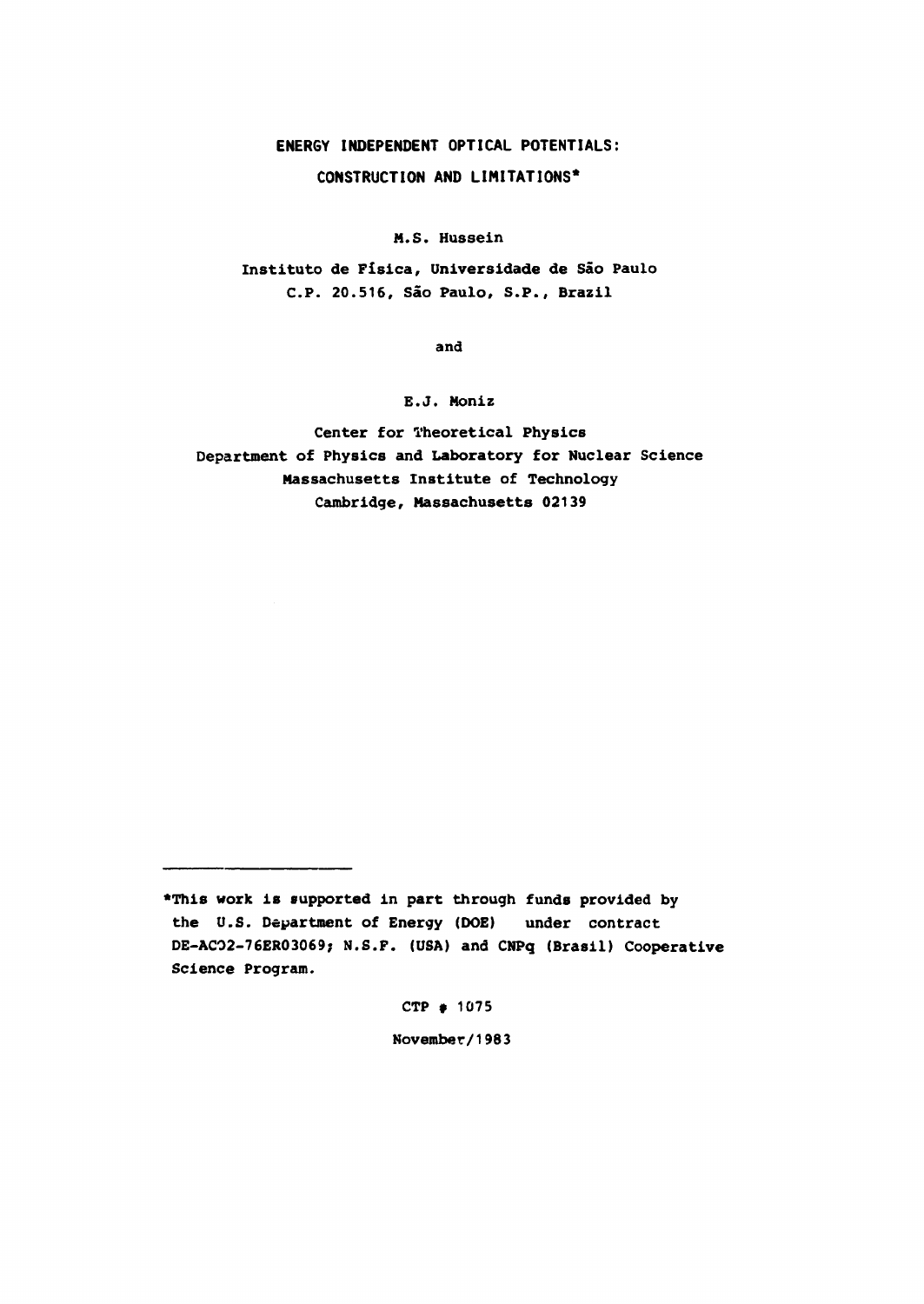# ENERGY INDEPENDENT OPTICAL POTENTIALS:

## CONSTRUCTION AND LIMITATIONS*

M.S. Hussein

Instituto de Física, Universidade de São Paulo
C.P. 20.516, São Paulo, S.P., Brazil

and

E.J. Moniz

Center for Theoretical Physics
Department of Physics and Laboratory for Nuclear Science
Massachusetts Institute of Technology
Cambridge, Massachusetts 02139

---

*This work is supported in part through funds provided by the U.S. Department of Energy (DOE) under contract DE-AC02-76ER03069; N.S.F. (USA) and CNPq (Brasil) Cooperative Science Program.

CTP # 1075

November/1983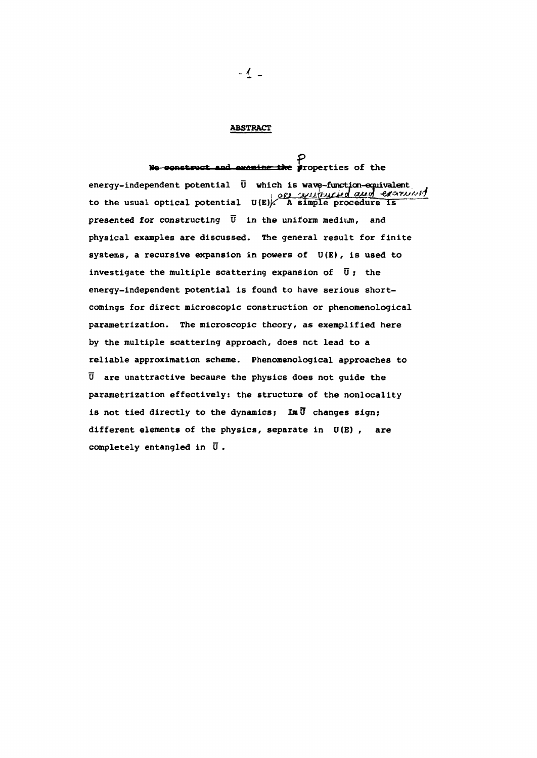## ABSTRACT

Properties of the energy-independent potential $\overline{U}$ which is wave-function-equivalent to the usual optical potential $U(E)$ are constructed and examined. A simple procedure is presented for constructing $\overline{U}$ in the uniform medium, and physical examples are discussed. The general result for finite systems, a recursive expansion in powers of $U(E)$, is used to investigate the multiple scattering expansion of $\overline{U}$; the energy-independent potential is found to have serious shortcomings for direct microscopic construction or phenomenological parametrization. The microscopic theory, as exemplified here by the multiple scattering approach, does not lead to a reliable approximation scheme. Phenomenological approaches to $\overline{U}$ are unattractive because the physics does not guide the parametrization effectively: the structure of the nonlocality is not tied directly to the dynamics; $\mathrm{Im}\,\overline{U}$ changes sign; different elements of the physics, separate in $U(E)$, are completely entangled in $\overline{U}$.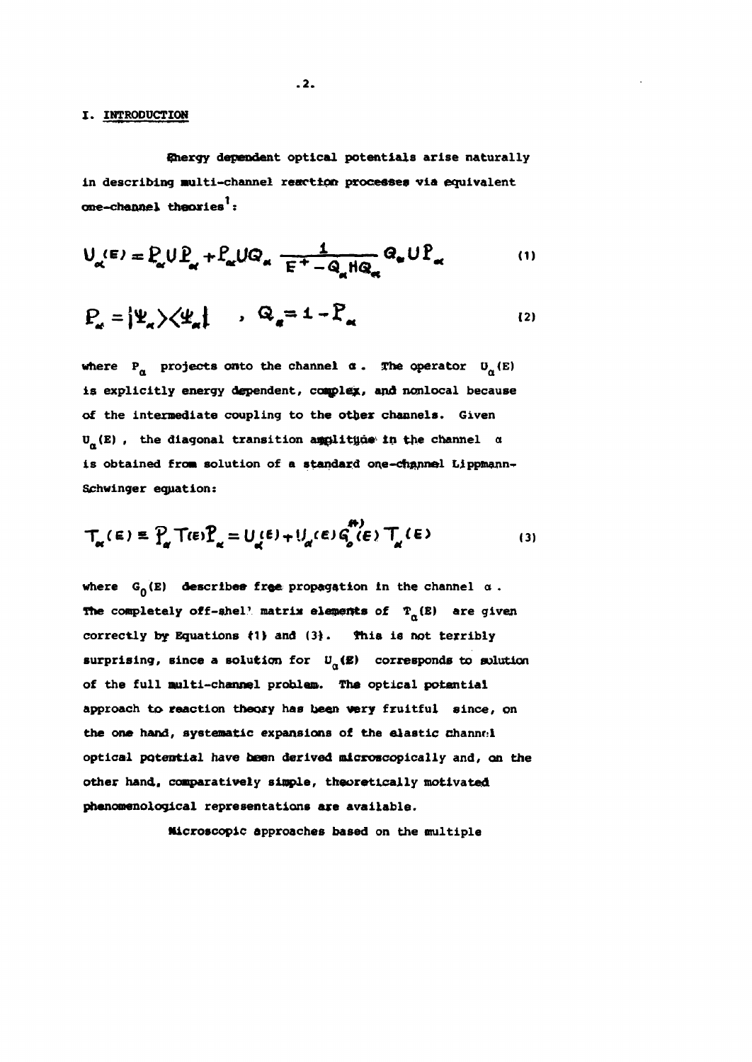# I. INTRODUCTION

Energy dependent optical potentials arise naturally in describing multi-channel reaction processes via equivalent one-channel theories[1]:

$$U_\alpha(E) = P_\alpha U P_\alpha + P_\alpha U Q_\alpha \frac{1}{E^+ - Q_\alpha H Q_\alpha} Q_\alpha U P_\alpha \tag{1}$$

$$P_\alpha = |\Psi_\alpha\rangle\langle\Psi_\alpha| \quad , \quad Q_\alpha = 1 - P_\alpha \tag{2}$$

where $P_\alpha$ projects onto the channel $\alpha$. The operator $U_\alpha(E)$ is explicitly energy dependent, complex, and nonlocal because of the intermediate coupling to the other channels. Given $U_\alpha(E)$, the diagonal transition amplitude in the channel $\alpha$ is obtained from solution of a standard one-channel Lippmann-Schwinger equation:

$$T_\alpha(E) \equiv P_\alpha T(E) P_\alpha = U_\alpha(E) + U_\alpha(E) G_0^{(+)}(E) T_\alpha(E) \tag{3}$$

where $G_0(E)$ describes free propagation in the channel $\alpha$. The completely off-shell matrix elements of $T_\alpha(E)$ are given correctly by Equations (1) and (3). This is not terribly surprising, since a solution for $U_\alpha(E)$ corresponds to solution of the full multi-channel problem. The optical potential approach to reaction theory has been very fruitful since, on the one hand, systematic expansions of the elastic channel optical potential have been derived microscopically and, on the other hand, comparatively simple, theoretically motivated phenomenological representations are available.

Microscopic approaches based on the multiple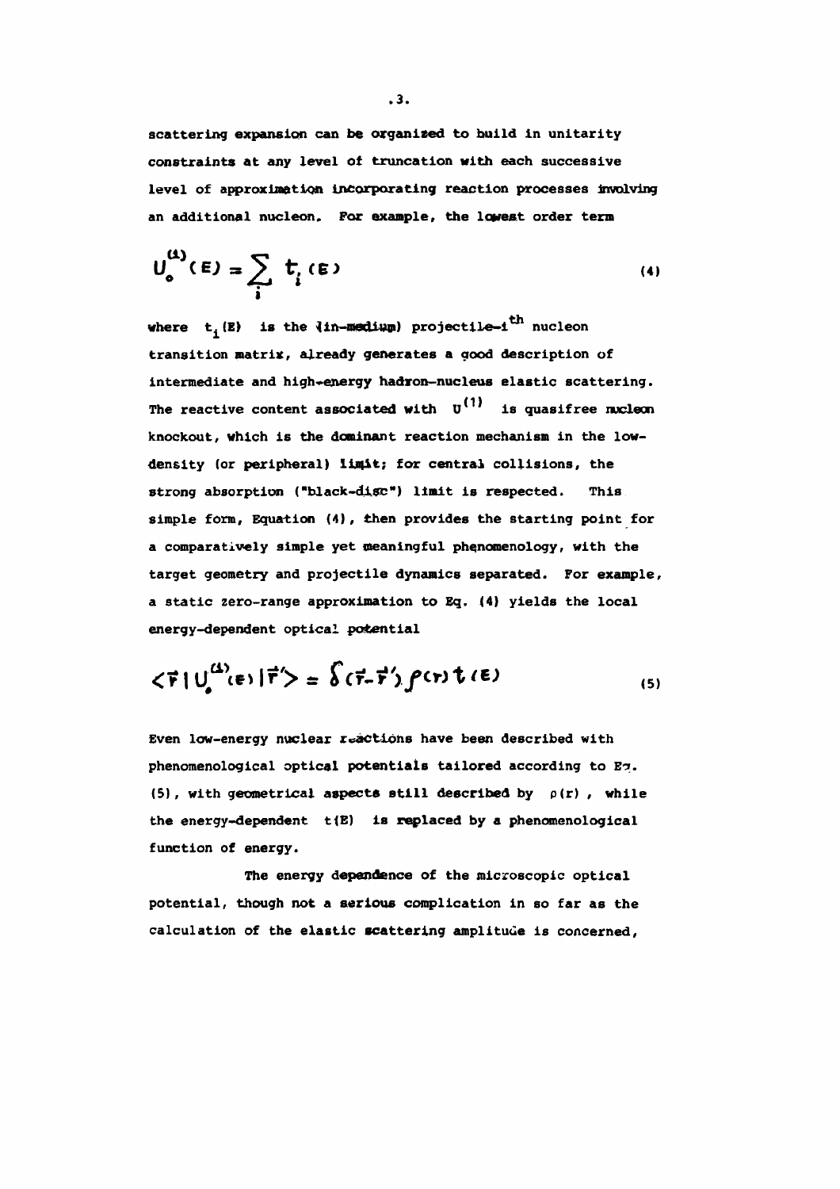scattering expansion can be organized to build in unitarity constraints at any level of truncation with each successive level of approximation incorporating reaction processes involving an additional nucleon. For example, the lowest order term

$$U_0^{(1)}(E) = \sum_i t_i(E) \tag{4}$$

where $t_i(E)$ is the (in-medium) projectile-$i^{th}$ nucleon transition matrix, already generates a good description of intermediate and high-energy hadron-nucleus elastic scattering. The reactive content associated with $U^{(1)}$ is quasifree nucleon knockout, which is the dominant reaction mechanism in the low-density (or peripheral) limit; for central collisions, the strong absorption ("black-disc") limit is respected. This simple form, Equation (4), then provides the starting point for a comparatively simple yet meaningful phenomenology, with the target geometry and projectile dynamics separated. For example, a static zero-range approximation to Eq. (4) yields the local energy-dependent optical potential

$$\langle \vec{r} \,|\, U_0^{(1)}(E) \,|\, \vec{r}\,' \rangle = \delta(\vec{r} - \vec{r}\,')\, \rho(r)\, t(E) \tag{5}$$

Even low-energy nuclear reactions have been described with phenomenological optical potentials tailored according to Eq. (5), with geometrical aspects still described by $\rho(r)$, while the energy-dependent $t(E)$ is replaced by a phenomenological function of energy.

The energy dependence of the microscopic optical potential, though not a serious complication in so far as the calculation of the elastic scattering amplitude is concerned,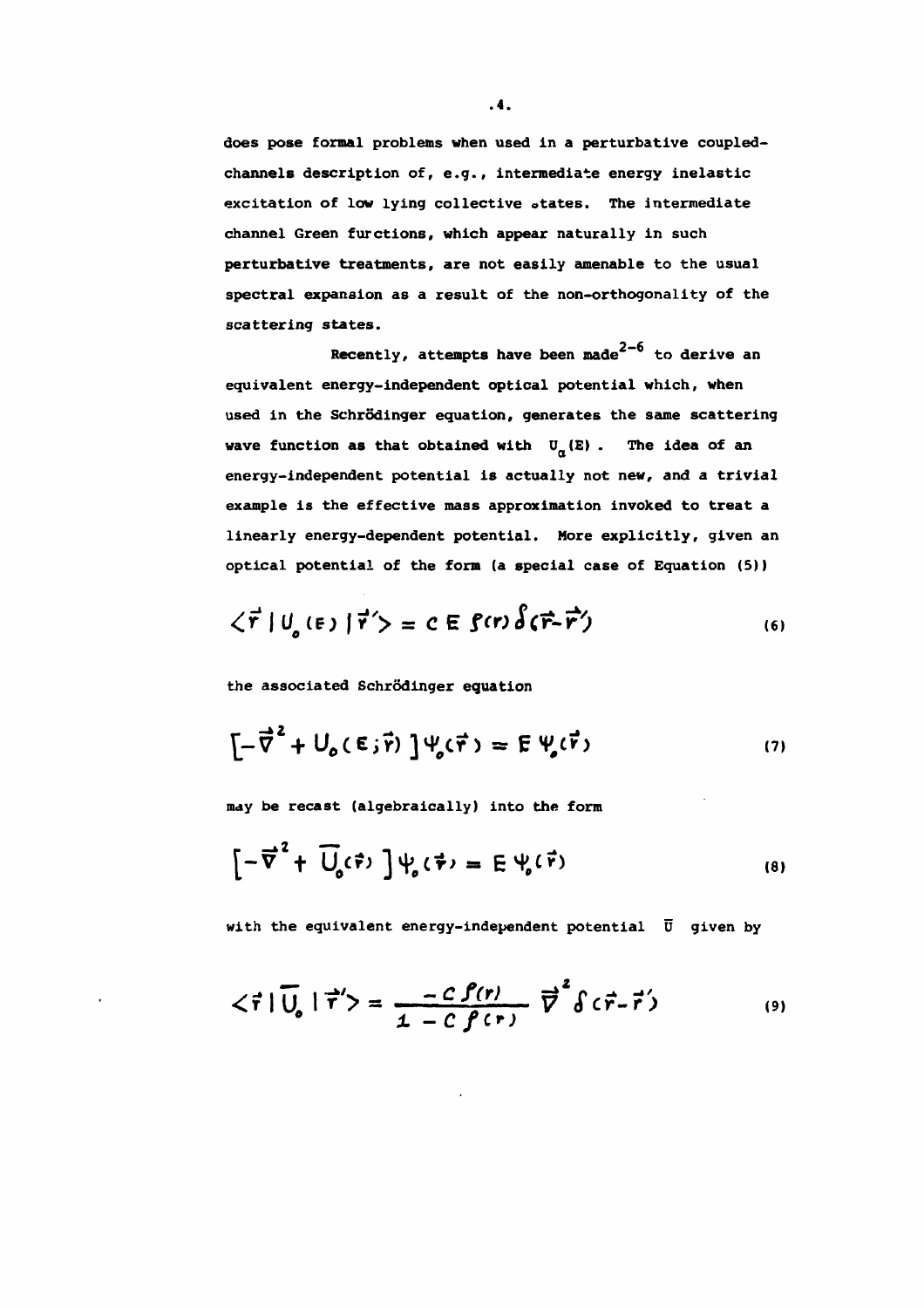does pose formal problems when used in a perturbative coupled-channels description of, e.g., intermediate energy inelastic excitation of low lying collective states. The intermediate channel Green functions, which appear naturally in such perturbative treatments, are not easily amenable to the usual spectral expansion as a result of the non-orthogonality of the scattering states.

Recently, attempts have been made[2-6] to derive an equivalent energy-independent optical potential which, when used in the Schrödinger equation, generates the same scattering wave function as that obtained with $U_\alpha(E)$. The idea of an energy-independent potential is actually not new, and a trivial example is the effective mass approximation invoked to treat a linearly energy-dependent potential. More explicitly, given an optical potential of the form (a special case of Equation (5))

$$\langle \vec{r} \,|\, U_0(E) \,|\, \vec{r}\,' \rangle = c\, E\, \rho(r)\, \delta(\vec{r}-\vec{r}\,') \tag{6}$$

the associated Schrödinger equation

$$\left[-\vec{\nabla}^2 + U_0(E;\vec{r})\right]\Psi_0(\vec{r}) = E\,\Psi_0(\vec{r}) \tag{7}$$

may be recast (algebraically) into the form

$$\left[-\vec{\nabla}^2 + \overline{U}_0(\vec{r})\right]\Psi_0(\vec{r}) = E\,\Psi_0(\vec{r}) \tag{8}$$

with the equivalent energy-independent potential $\overline{U}$ given by

$$\langle \vec{r} \,|\, \overline{U}_0 \,|\, \vec{r}\,' \rangle = \frac{-c\,\rho(r)}{1 - c\,\rho(r)}\, \vec{\nabla}^2 \delta(\vec{r}-\vec{r}\,') \tag{9}$$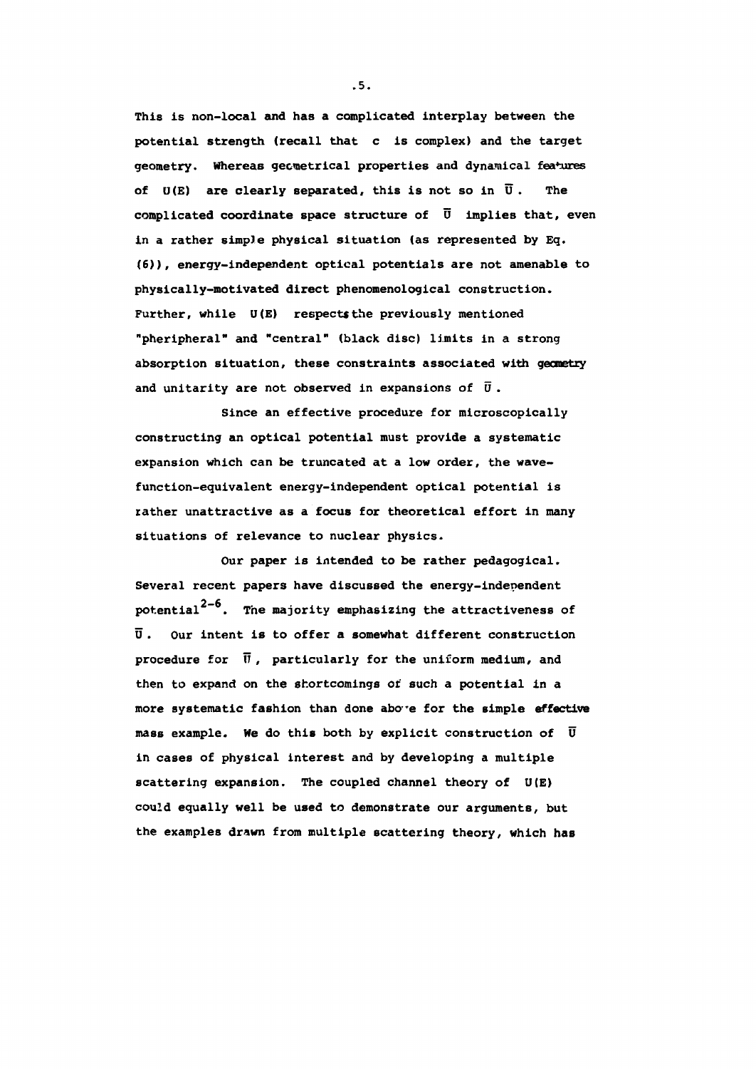This is non-local and has a complicated interplay between the potential strength (recall that $c$ is complex) and the target geometry. Whereas geometrical properties and dynamical features of $U(E)$ are clearly separated, this is not so in $\bar{U}$. The complicated coordinate space structure of $\bar{U}$ implies that, even in a rather simple physical situation (as represented by Eq. (6)), energy-independent optical potentials are not amenable to physically-motivated direct phenomenological construction. Further, while $U(E)$ respects the previously mentioned "pheripheral" and "central" (black disc) limits in a strong absorption situation, these constraints associated with geometry and unitarity are not observed in expansions of $\bar{U}$.

Since an effective procedure for microscopically constructing an optical potential must provide a systematic expansion which can be truncated at a low order, the wave-function-equivalent energy-independent optical potential is rather unattractive as a focus for theoretical effort in many situations of relevance to nuclear physics.

Our paper is intended to be rather pedagogical. Several recent papers have discussed the energy-independent potential[2-6]. The majority emphasizing the attractiveness of $\bar{U}$. Our intent is to offer a somewhat different construction procedure for $\bar{U}$, particularly for the uniform medium, and then to expand on the shortcomings of such a potential in a more systematic fashion than done above for the simple effective mass example. We do this both by explicit construction of $\bar{U}$ in cases of physical interest and by developing a multiple scattering expansion. The coupled channel theory of $U(E)$ could equally well be used to demonstrate our arguments, but the examples drawn from multiple scattering theory, which has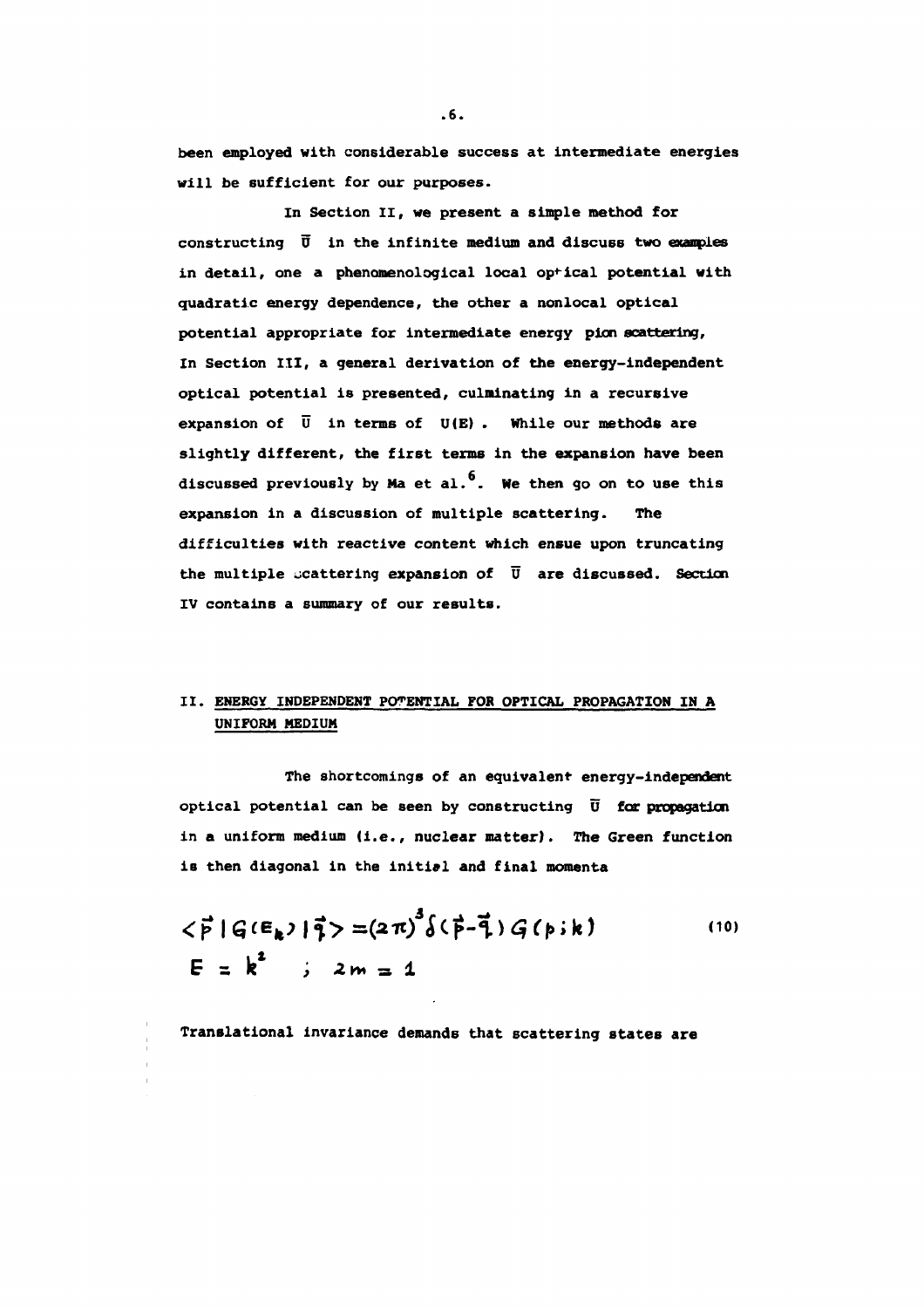been employed with considerable success at intermediate energies will be sufficient for our purposes.

In Section II, we present a simple method for constructing $\bar{U}$ in the infinite medium and discuss two examples in detail, one a phenomenological local optical potential with quadratic energy dependence, the other a nonlocal optical potential appropriate for intermediate energy pion scattering, In Section III, a general derivation of the energy-independent optical potential is presented, culminating in a recursive expansion of $\bar{U}$ in terms of $U(E)$. While our methods are slightly different, the first terms in the expansion have been discussed previously by Ma et al.[6]. We then go on to use this expansion in a discussion of multiple scattering. The difficulties with reactive content which ensue upon truncating the multiple scattering expansion of $\bar{U}$ are discussed. Section IV contains a summary of our results.

## II. ENERGY INDEPENDENT POTENTIAL FOR OPTICAL PROPAGATION IN A UNIFORM MEDIUM

The shortcomings of an equivalent energy-independent optical potential can be seen by constructing $\bar{U}$ for propagation in a uniform medium (i.e., nuclear matter). The Green function is then diagonal in the initial and final momenta

$$\langle \vec{p} \,|\, G(E_k) \,|\, \vec{q} \rangle = (2\pi)^3 \delta(\vec{p} - \vec{q})\, G(p;k) \tag{10}$$

$$E = k^2 \quad ; \quad 2m = 1$$

Translational invariance demands that scattering states are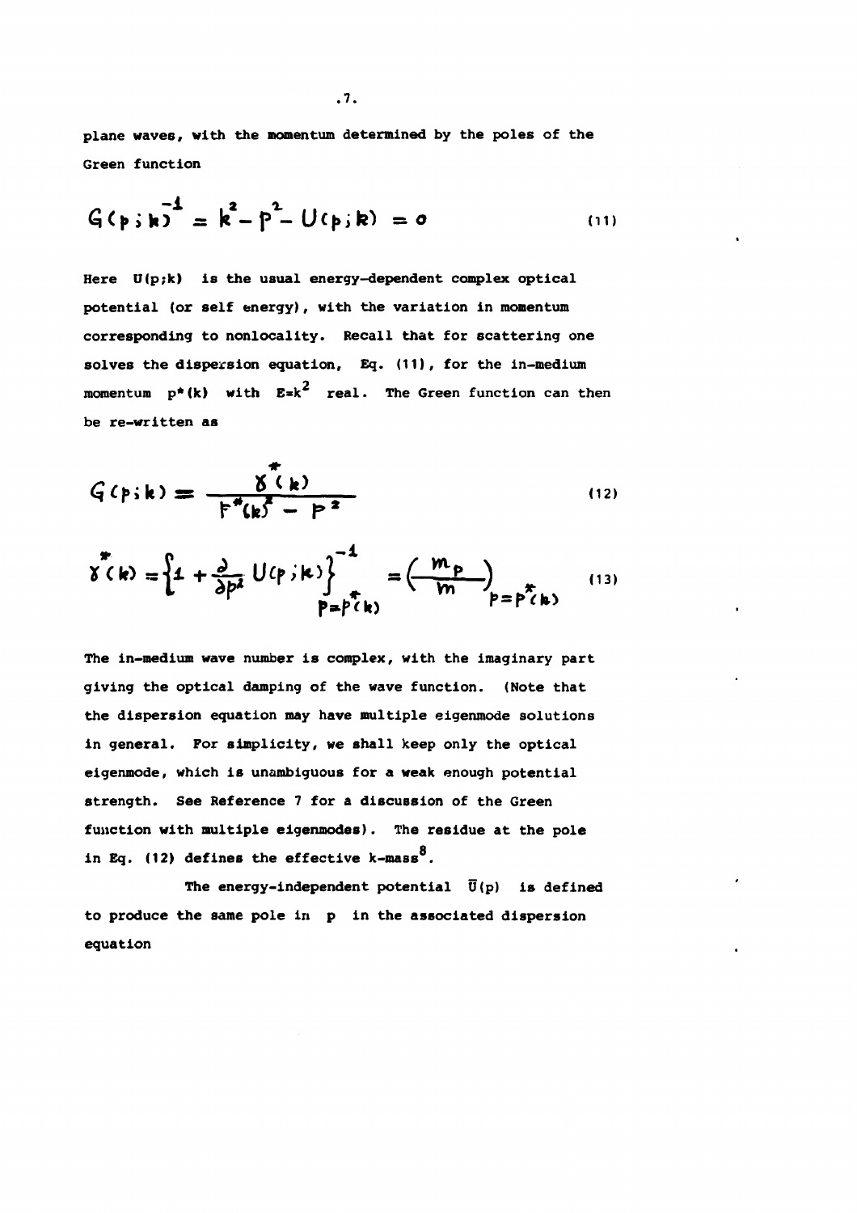plane waves, with the momentum determined by the poles of the Green function

$$G(p;k)^{-1} = k^2 - p^2 - U(p;k) = 0 \tag{11}$$

Here $U(p;k)$ is the usual energy-dependent complex optical potential (or self energy), with the variation in momentum corresponding to nonlocality. Recall that for scattering one solves the dispersion equation, Eq. (11), for the in-medium momentum $p^*(k)$ with $E=k^2$ real. The Green function can then be re-written as

$$G(p;k) = \frac{\gamma^*(k)}{p^*(k)^2 - p^2} \tag{12}$$

$$\gamma^*(k) = \left\{1 + \frac{\partial}{\partial p^2} U(p;k)\right\}^{-1}_{p=p^*(k)} = \left(\frac{m_p}{m}\right)_{p=p^*(k)} \tag{13}$$

The in-medium wave number is complex, with the imaginary part giving the optical damping of the wave function. (Note that the dispersion equation may have multiple eigenmode solutions in general. For simplicity, we shall keep only the optical eigenmode, which is unambiguous for a weak enough potential strength. See Reference 7 for a discussion of the Green function with multiple eigenmodes). The residue at the pole in Eq. (12) defines the effective k-mass[8].

The energy-independent potential $\bar{U}(p)$ is defined to produce the same pole in $p$ in the associated dispersion equation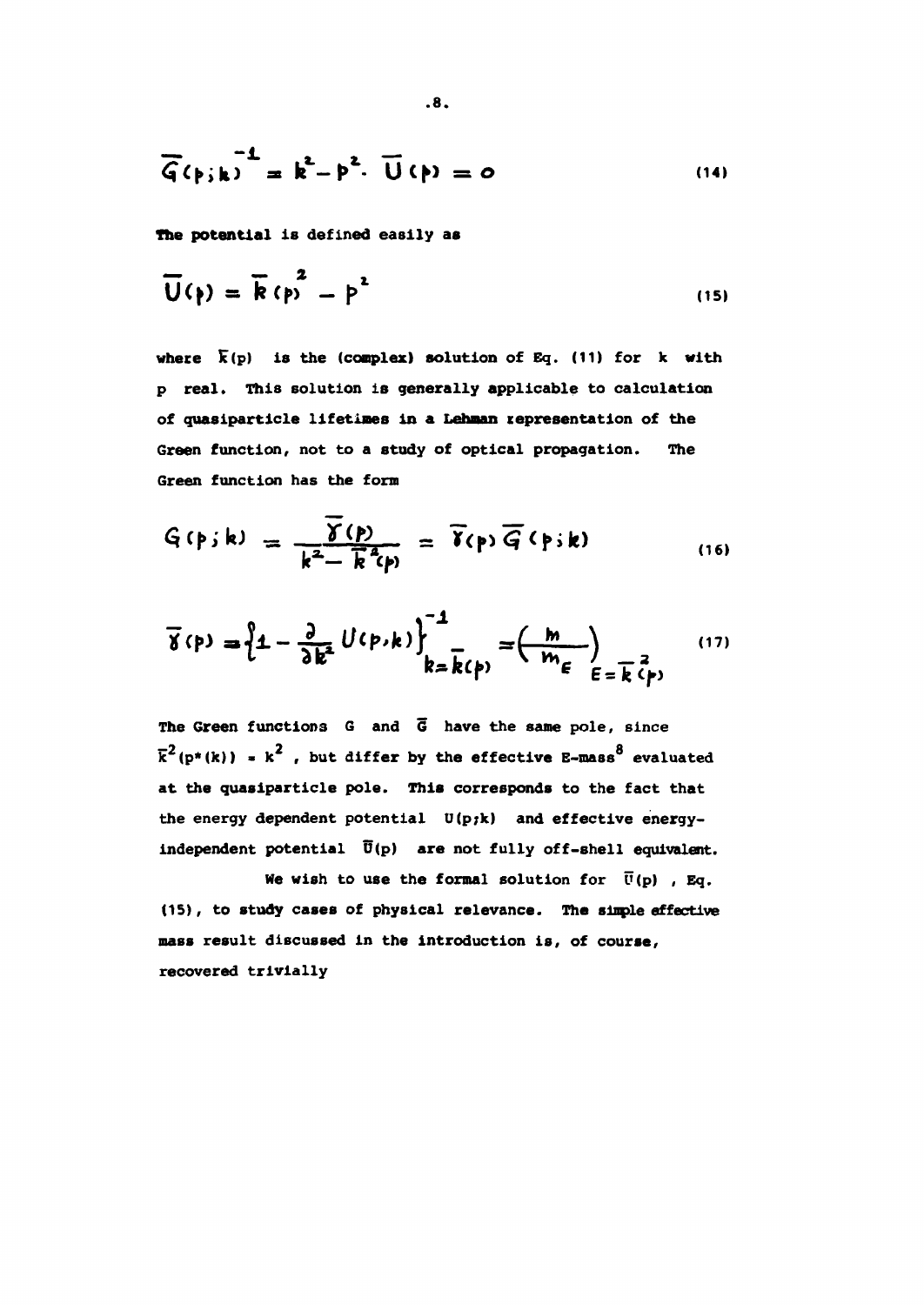$$\overline{G}(p;k)^{-1} = k^2 - p^2 \cdot \overline{U}(p) = 0 \tag{14}$$

The potential is defined easily as

$$\overline{U}(p) = \overline{k}(p)^2 - p^2 \tag{15}$$

where $\overline{k}(p)$ is the (complex) solution of Eq. (11) for $k$ with $p$ real. This solution is generally applicable to calculation of quasiparticle lifetimes in a Lehman representation of the Green function, not to a study of optical propagation. The Green function has the form

$$G(p;k) = \frac{\overline{\gamma}(p)}{k^2 - \overline{k}^2(p)} = \overline{\gamma}(p)\,\overline{G}(p;k) \tag{16}$$

$$\overline{\gamma}(p) = \left\{1 - \frac{\partial}{\partial k^2} U(p,k)\right\}^{-1}_{k=\overline{k}(p)} = \left(\frac{m}{m_E}\right)_{E=\overline{k}^2(p)} \tag{17}$$

The Green functions $G$ and $\overline{G}$ have the same pole, since $\overline{k}^2(p^*(k)) = k^2$ , but differ by the effective E-mass[8] evaluated at the quasiparticle pole. This corresponds to the fact that the energy dependent potential $U(p;k)$ and effective energy-independent potential $\overline{U}(p)$ are not fully off-shell equivalent.

We wish to use the formal solution for $\overline{U}(p)$ , Eq. (15), to study cases of physical relevance. The simple effective mass result discussed in the introduction is, of course, recovered trivially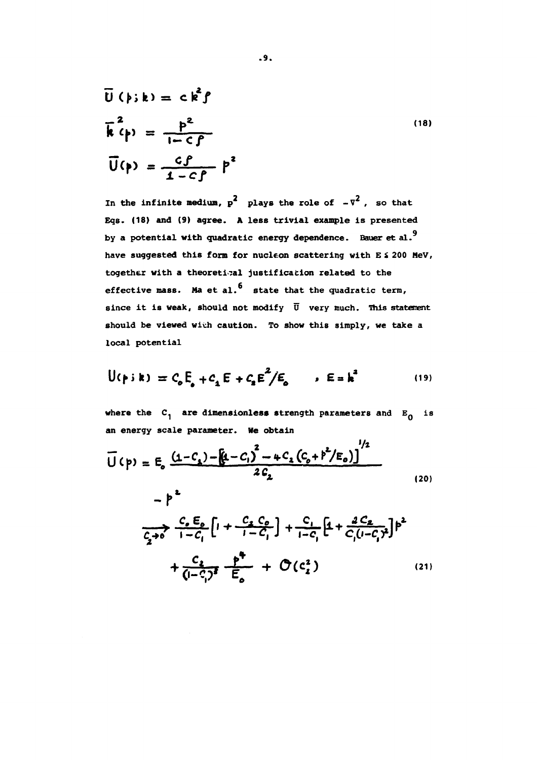$$\bar{U}(p;k) = c k^2 \rho$$
$$\bar{k}^2(p) = \frac{p^2}{1 - c\rho} \tag{18}$$
$$\bar{U}(p) = \frac{c\rho}{1 - c\rho}\, p^2$$

In the infinite medium, $p^2$ plays the role of $-\nabla^2$, so that Eqs. (18) and (9) agree. A less trivial example is presented by a potential with quadratic energy dependence. Bauer et al.[9] have suggested this form for nucleon scattering with $E \lesssim 200$ MeV, together with a theoretical justification related to the effective mass. Ma et al.[6] state that the quadratic term, since it is weak, should not modify $\bar{U}$ very much. This statement should be viewed with caution. To show this simply, we take a local potential

$$U(p;k) = C_0 E_0 + C_1 E + C_2 E^2/E_0 \quad , \; E = k^2 \tag{19}$$

where the $C_i$ are dimensionless strength parameters and $E_0$ is an energy scale parameter. We obtain

$$\bar{U}(p) = E_0 \frac{(1 - C_1) - \left[(1 - C_1)^2 - 4C_2\left(C_0 + p^2/E_0\right)\right]^{1/2}}{2C_2} - p^2 \tag{20}$$

$$\xrightarrow[C_2 \to 0]{} \frac{C_0 E_0}{1 - C_1}\left[1 + \frac{C_2 C_0}{1 - C_1}\right] + \frac{C_1}{1 - C_1}\left[1 + \frac{2C_2}{C_1(1 - C_1)^2}\right] p^2 + \frac{C_2}{(1 - C_1)^3}\frac{p^4}{E_0} + O(C_2^2) \tag{21}$$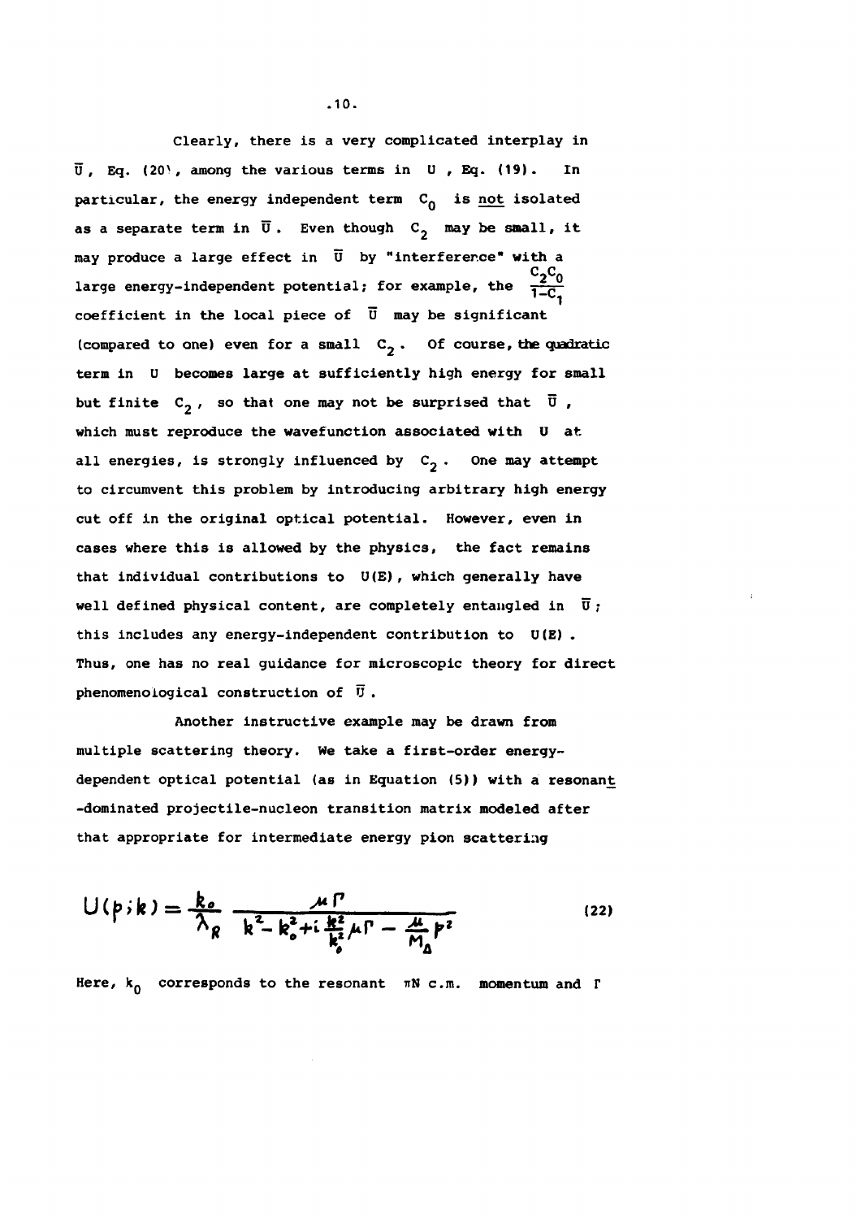Clearly, there is a very complicated interplay in $\bar{U}$, Eq. (20), among the various terms in $U$, Eq. (19). In particular, the energy independent term $C_0$ is <u>not</u> isolated as a separate term in $\bar{U}$. Even though $C_2$ may be small, it may produce a large effect in $\bar{U}$ by "interference" with a large energy-independent potential; for example, the $\frac{C_2 C_0}{1-C_1}$ coefficient in the local piece of $\bar{U}$ may be significant (compared to one) even for a small $C_2$. Of course, the quadratic term in $U$ becomes large at sufficiently high energy for small but finite $C_2$, so that one may not be surprised that $\bar{U}$, which must reproduce the wavefunction associated with $U$ at all energies, is strongly influenced by $C_2$. One may attempt to circumvent this problem by introducing arbitrary high energy cut off in the original optical potential. However, even in cases where this is allowed by the physics, the fact remains that individual contributions to $U(E)$, which generally have well defined physical content, are completely entangled in $\bar{U}$; this includes any energy-independent contribution to $U(E)$. Thus, one has no real guidance for microscopic theory for direct phenomenological construction of $\bar{U}$.

Another instructive example may be drawn from multiple scattering theory. We take a first-order energy-dependent optical potential (as in Equation (5)) with a resonant-dominated projectile-nucleon transition matrix modeled after that appropriate for intermediate energy pion scattering

$$U(p;k) = \frac{k_0}{\lambda_R} \frac{\mu \Gamma}{k^2 - k_0^2 + i\frac{k^2}{k_0^2}\mu\Gamma - \frac{\mu}{M_\Delta}p^2} \tag{22}$$

Here, $k_0$ corresponds to the resonant $\pi N$ c.m. momentum and $\Gamma$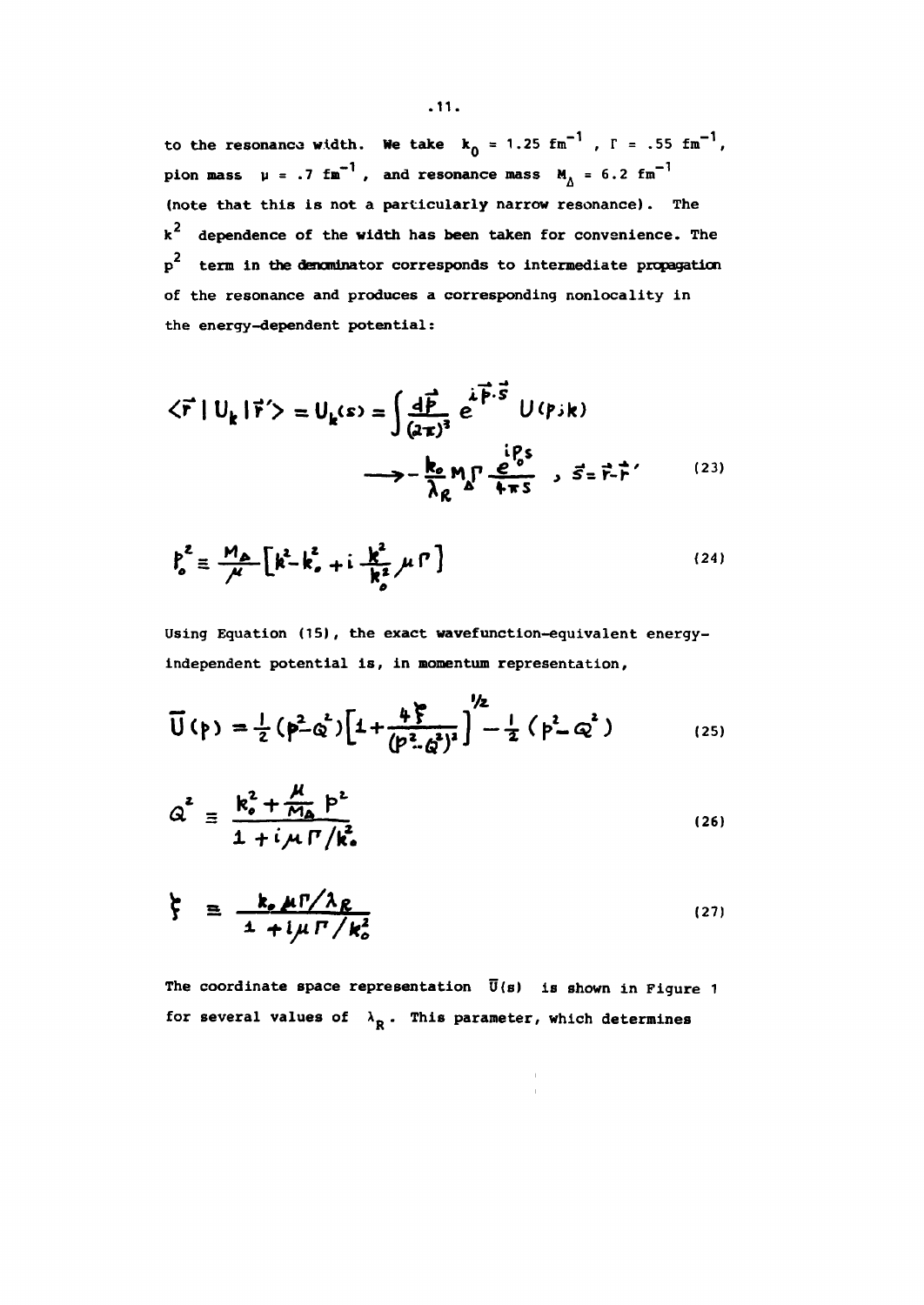to the resonance width. We take $k_0 = 1.25 \text{ fm}^{-1}$ , $\Gamma = .55 \text{ fm}^{-1}$, pion mass $\mu = .7 \text{ fm}^{-1}$ , and resonance mass $M_\Delta = 6.2 \text{ fm}^{-1}$ (note that this is not a particularly narrow resonance). The $k^2$ dependence of the width has been taken for convenience. The $p^2$ term in the denominator corresponds to intermediate propagation of the resonance and produces a corresponding nonlocality in the energy-dependent potential:

$$\langle \vec{r} \,|\, U_k \,|\, \vec{r}\,' \rangle = U_k(s) = \int \frac{d\vec{p}}{(2\pi)^3}\, e^{i\vec{p}\cdot\vec{s}}\, U(p;k) \longrightarrow -\frac{k_o}{\lambda_R} M_\Delta \Gamma \frac{e^{ip_o s}}{4\pi s} \quad , \; \vec{s} = \vec{r} - \vec{r}\,' \tag{23}$$

$$p_o^2 \equiv \frac{M_\Delta}{\mu}\left[k^2 - k_o^2 + i\,\frac{k^2}{k_o^2}\,\mu\Gamma\right] \tag{24}$$

Using Equation (15), the exact wavefunction-equivalent energy-independent potential is, in momentum representation,

$$\bar{U}(p) = \frac{1}{2}(p^2 - Q^2)\left[1 + \frac{4\xi}{(p^2 - Q^2)^2}\right]^{1/2} - \frac{1}{2}(p^2 - Q^2) \tag{25}$$

$$Q^2 \equiv \frac{k_o^2 + \frac{\mu}{M_\Delta}\, p^2}{1 + i\mu\Gamma/k_o^2} \tag{26}$$

$$\xi \equiv \frac{k_o\,\mu\Gamma/\lambda_R}{1 + i\mu\Gamma/k_o^2} \tag{27}$$

The coordinate space representation $\bar{U}(s)$ is shown in Figure 1 for several values of $\lambda_R$. This parameter, which determines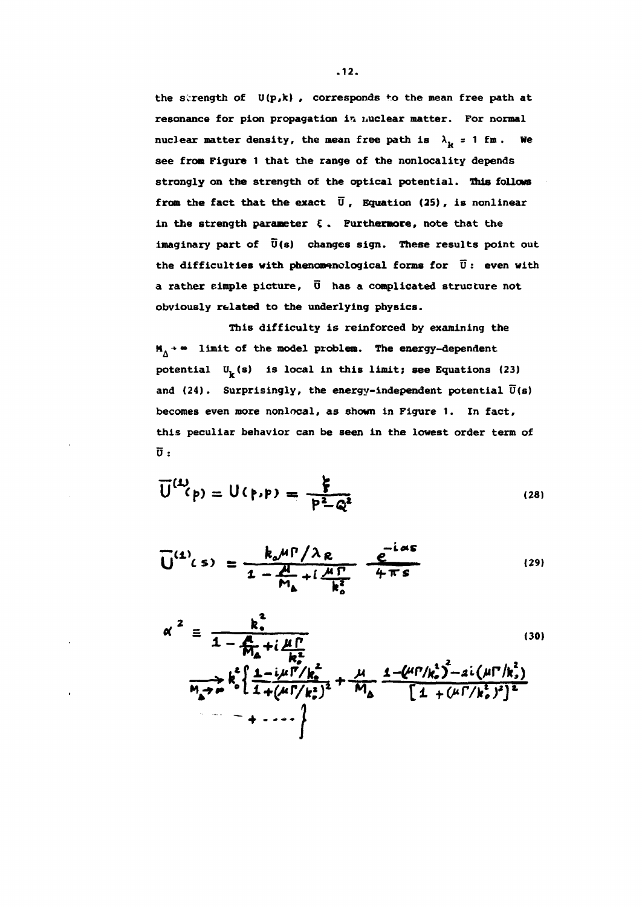the strength of $U(p,k)$, corresponds to the mean free path at resonance for pion propagation in nuclear matter. For normal nuclear matter density, the mean free path is $\lambda_R = 1$ fm. We see from Figure 1 that the range of the nonlocality depends strongly on the strength of the optical potential. This follows from the fact that the exact $\bar{U}$, Equation (25), is nonlinear in the strength parameter $\xi$. Furthermore, note that the imaginary part of $\bar{U}(s)$ changes sign. These results point out the difficulties with phenomenological forms for $\bar{U}$: even with a rather simple picture, $\bar{U}$ has a complicated structure not obviously related to the underlying physics.

This difficulty is reinforced by examining the $M_\Delta \to \infty$ limit of the model problem. The energy-dependent potential $U_k(s)$ is local in this limit; see Equations (23) and (24). Surprisingly, the energy-independent potential $\bar{U}(s)$ becomes even more nonlocal, as shown in Figure 1. In fact, this peculiar behavior can be seen in the lowest order term of $\bar{U}$:

$$\bar{U}^{(1)}(p) = U(p,p) = \frac{\xi}{p^2 - Q^2} \tag{28}$$

$$\bar{U}^{(1)}(s) = \frac{k_0 \mu \Gamma / \lambda_R}{1 - \frac{\mu}{M_\Delta} + i\frac{\mu\Gamma}{k_0^2}} \frac{e^{-i\alpha s}}{4\pi s} \tag{29}$$

$$\alpha^2 \equiv \frac{k_0^2}{1 - \frac{\mu}{M_\Delta} + i\frac{\mu\Gamma}{k_0^2}} \tag{30}$$

$$\xrightarrow[M_\Delta \to \infty]{} k_0^2 \left\{ \frac{1 - i\mu\Gamma/k_0^2}{1 + (\mu\Gamma/k_0^2)^2} + \frac{\mu}{M_\Delta} \frac{1 - (\mu\Gamma/k_0^2)^2 - 2i(\mu\Gamma/k_0^2)}{\left[1 + (\mu\Gamma/k_0^2)^2\right]^2} + \cdots \right\}$$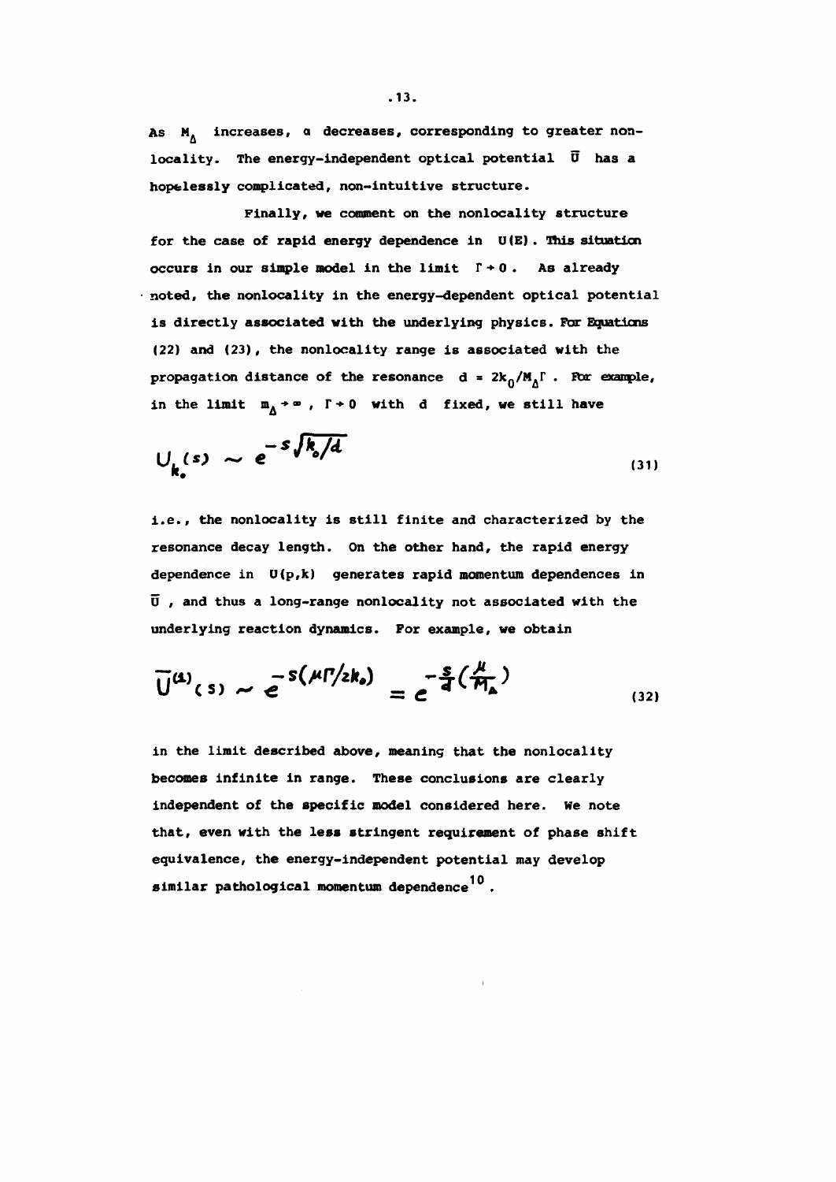As $M_\Delta$ increases, $\alpha$ decreases, corresponding to greater nonlocality. The energy-independent optical potential $\bar{U}$ has a hopelessly complicated, non-intuitive structure.

Finally, we comment on the nonlocality structure for the case of rapid energy dependence in $U(E)$. This situation occurs in our simple model in the limit $\Gamma \to 0$. As already noted, the nonlocality in the energy-dependent optical potential is directly associated with the underlying physics. For Equations (22) and (23), the nonlocality range is associated with the propagation distance of the resonance $d = 2k_0/M_\Delta\Gamma$. For example, in the limit $m_\Delta \to \infty$, $\Gamma \to 0$ with $d$ fixed, we still have

$$U_{k_0}(s) \sim e^{-s\sqrt{k_0/d}} \tag{31}$$

i.e., the nonlocality is still finite and characterized by the resonance decay length. On the other hand, the rapid energy dependence in $U(p,k)$ generates rapid momentum dependences in $\bar{U}$, and thus a long-range nonlocality not associated with the underlying reaction dynamics. For example, we obtain

$$\bar{U}^{(1)}(s) \sim e^{-s(\mu\Gamma/2k_0)} = e^{-\frac{s}{d}\left(\frac{\mu}{M_\Delta}\right)} \tag{32}$$

in the limit described above, meaning that the nonlocality becomes infinite in range. These conclusions are clearly independent of the specific model considered here. We note that, even with the less stringent requirement of phase shift equivalence, the energy-independent potential may develop similar pathological momentum dependence[10].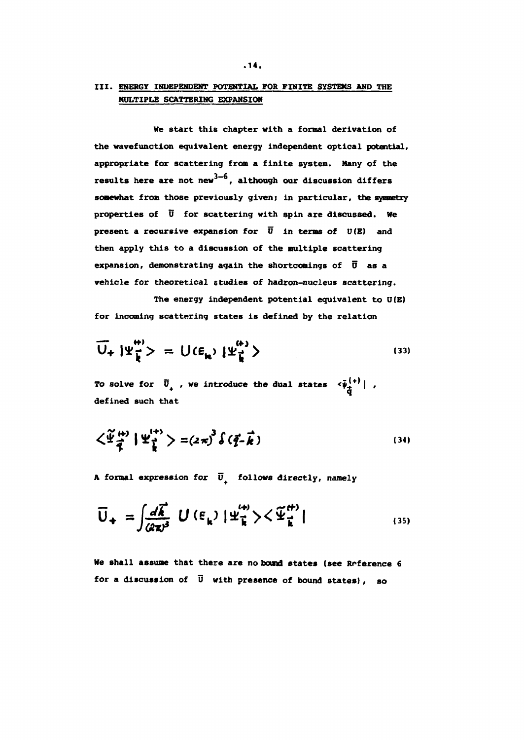## III. ENERGY INDEPENDENT POTENTIAL FOR FINITE SYSTEMS AND THE MULTIPLE SCATTERING EXPANSION

We start this chapter with a formal derivation of the wavefunction equivalent energy independent optical potential, appropriate for scattering from a finite system. Many of the results here are not new[3-6], although our discussion differs somewhat from those previously given; in particular, the symmetry properties of $\bar{U}$ for scattering with spin are discussed. We present a recursive expansion for $\bar{U}$ in terms of $U(E)$ and then apply this to a discussion of the multiple scattering expansion, demonstrating again the shortcomings of $\bar{U}$ as a vehicle for theoretical studies of hadron-nucleus scattering.

The energy independent potential equivalent to $U(E)$ for incoming scattering states is defined by the relation

$$\bar{U}_+ |\Psi_{\vec{k}}^{(+)}\rangle = U(E_k) |\Psi_{\vec{k}}^{(+)}\rangle \tag{33}$$

To solve for $\bar{U}_+$, we introduce the dual states $\langle\tilde{\Psi}_{\vec{q}}^{(+)}|$, defined such that

$$\langle\tilde{\Psi}_{\vec{q}}^{(+)} | \Psi_{\vec{k}}^{(+)}\rangle = (2\pi)^3 \delta(\vec{q}-\vec{k}) \tag{34}$$

A formal expression for $\bar{U}_+$ follows directly, namely

$$\bar{U}_+ = \int \frac{d\vec{k}}{(2\pi)^3} \, U(E_k) \, |\Psi_{\vec{k}}^{(+)}\rangle\langle\tilde{\Psi}_{\vec{k}}^{(+)}| \tag{35}$$

We shall assume that there are no bound states (see Reference 6 for a discussion of $\bar{U}$ with presence of bound states), so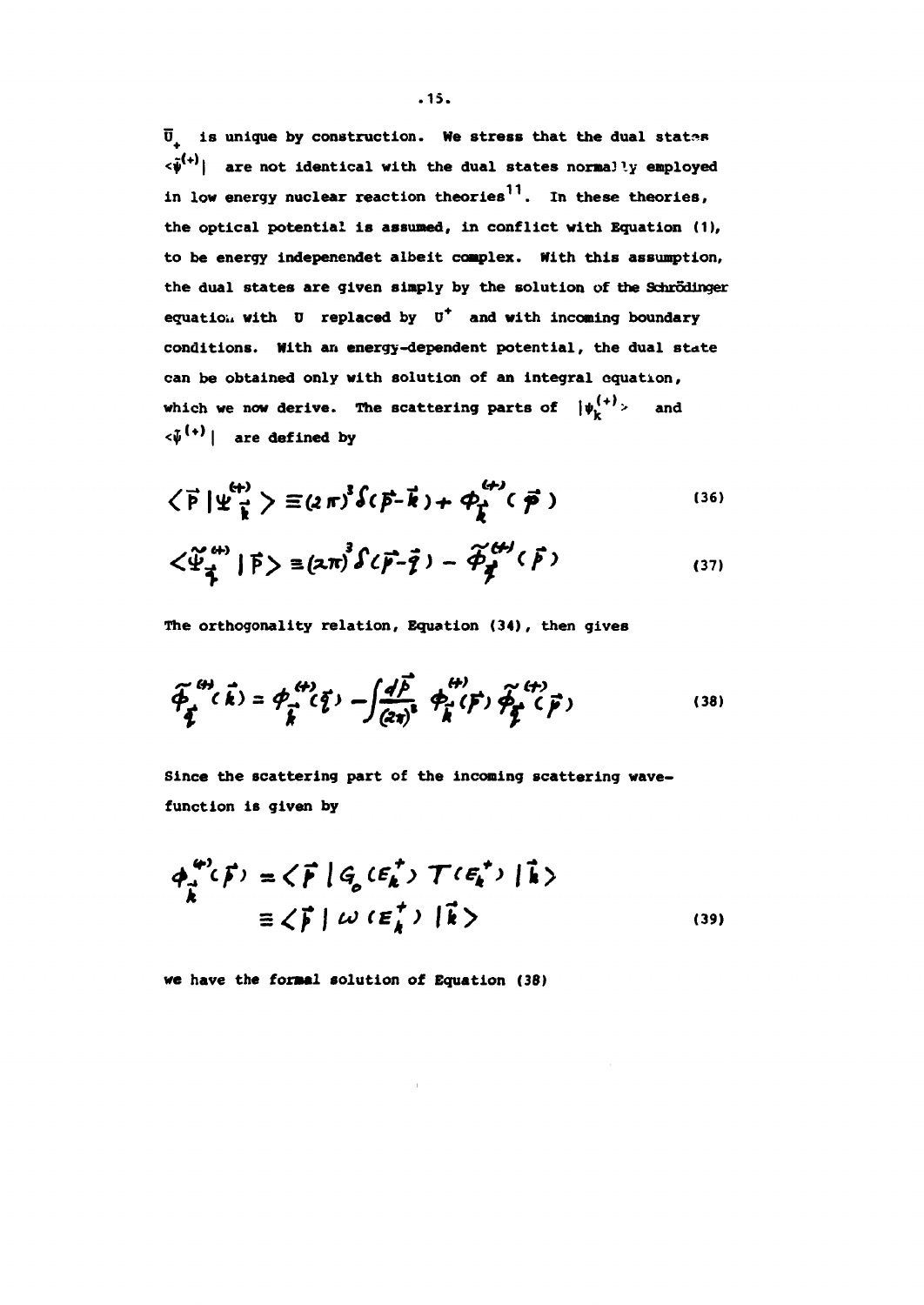$\bar{U}_+$ is unique by construction. We stress that the dual states $\langle\tilde{\psi}^{(+)}|$ are not identical with the dual states normally employed in low energy nuclear reaction theories[11]. In these theories, the optical potential is assumed, in conflict with Equation (1), to be energy indepenendet albeit complex. With this assumption, the dual states are given simply by the solution of the Schrödinger equation with $U$ replaced by $U^+$ and with incoming boundary conditions. With an energy-dependent potential, the dual state can be obtained only with solution of an integral equation, which we now derive. The scattering parts of $|\psi_k^{(+)}\rangle$ and $\langle\tilde{\psi}^{(+)}|$ are defined by

$$\langle \vec{p}\,|\Psi_{\vec{k}}^{(+)}\rangle \equiv (2\pi)^3\delta(\vec{p}-\vec{k}) + \phi_{\vec{k}}^{(+)}(\vec{p}) \tag{36}$$

$$\langle \tilde{\Psi}_{\vec{q}}^{(+)}\,|\vec{p}\rangle \equiv (2\pi)^3\delta(\vec{p}-\vec{q}) - \tilde{\phi}_{\vec{q}}^{(+)}(\vec{p}) \tag{37}$$

The orthogonality relation, Equation (34), then gives

$$\tilde{\phi}_{\vec{q}}^{(+)}(\vec{k}) = \phi_{\vec{k}}^{(+)}(\vec{q}) - \int\frac{d\vec{p}}{(2\pi)^3}\,\phi_{\vec{k}}^{(+)}(\vec{p})\,\tilde{\phi}_{\vec{q}}^{(+)}(\vec{p}) \tag{38}$$

Since the scattering part of the incoming scattering wave-function is given by

$$\begin{aligned}\phi_{\vec{k}}^{(+)}(\vec{p}) &= \langle \vec{p}\,|\,G_0(E_k^+)\,T(E_k^+)\,|\vec{k}\rangle \\ &\equiv \langle \vec{p}\,|\,\omega(E_k^+)\,|\vec{k}\rangle\end{aligned} \tag{39}$$

we have the formal solution of Equation (38)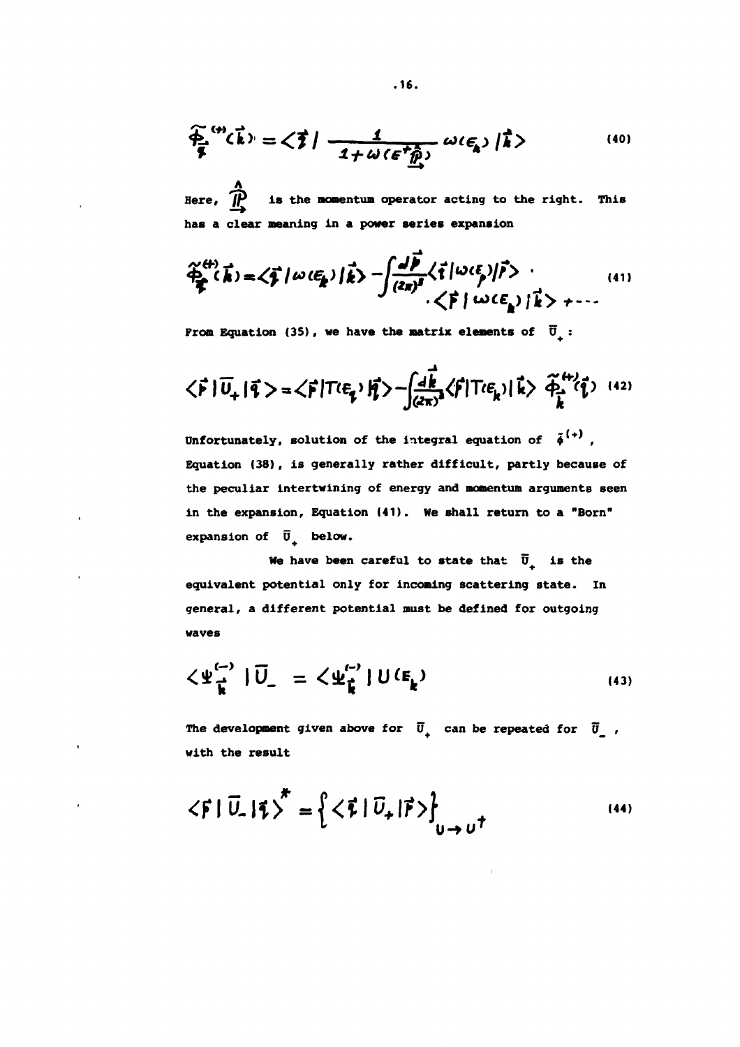$$\tilde{\Phi}^{(+)}_{\vec{q}}(\vec{k}) = \langle \vec{q} \,|\, \frac{1}{1+\omega(\epsilon^{+}\hat{\underline{\mathbb{P}}})}\, \omega(\epsilon_{k}) \,|\vec{k}\rangle \tag{40}$$

Here, $\hat{\underline{\mathbb{P}}}$ is the momentum operator acting to the right. This has a clear meaning in a power series expansion

$$\tilde{\Phi}^{(+)}_{\vec{q}}(\vec{k}) = \langle \vec{q}\,|\,\omega(\epsilon_{k})\,|\vec{k}\rangle - \int \frac{d\vec{p}}{(2\pi)^{3}} \langle \vec{q}\,|\,\omega(\epsilon_{p})|\vec{p}\rangle \cdot \langle \vec{p}\,|\,\omega(\epsilon_{k})\,|\vec{k}\rangle + \cdots \tag{41}$$

From Equation (35), we have the matrix elements of $\bar{U}_{+}$:

$$\langle \vec{p}\,|\,\bar{U}_{+}\,|\vec{q}\rangle = \langle \vec{p}\,|T(\epsilon_{q})|\vec{q}\rangle - \int \frac{d\vec{k}}{(2\pi)^{3}} \langle \vec{p}\,|T(\epsilon_{k})|\,\vec{k}\rangle\, \tilde{\Phi}^{(+)}_{\vec{k}}(\vec{q}) \tag{42}$$

Unfortunately, solution of the integral equation of $\tilde{\phi}^{(+)}$, Equation (38), is generally rather difficult, partly because of the peculiar intertwining of energy and momentum arguments seen in the expansion, Equation (41). We shall return to a "Born" expansion of $\bar{U}_{+}$ below.

We have been careful to state that $\bar{U}_{+}$ is the equivalent potential only for incoming scattering state. In general, a different potential must be defined for outgoing waves

$$\langle \Psi^{(-)}_{\vec{k}}\,|\,\bar{U}_{-} = \langle \Psi^{(-)}_{\vec{k}}\,|\,U(E_{k}) \tag{43}$$

The development given above for $\bar{U}_{+}$ can be repeated for $\bar{U}_{-}$, with the result

$$\langle \vec{p}\,|\,\bar{U}_{-}\,|\vec{q}\rangle^{*} = \left\{ \langle \vec{q}\,|\,\bar{U}_{+}\,|\vec{p}\rangle \right\}_{U \rightarrow U^{\dagger}} \tag{44}$$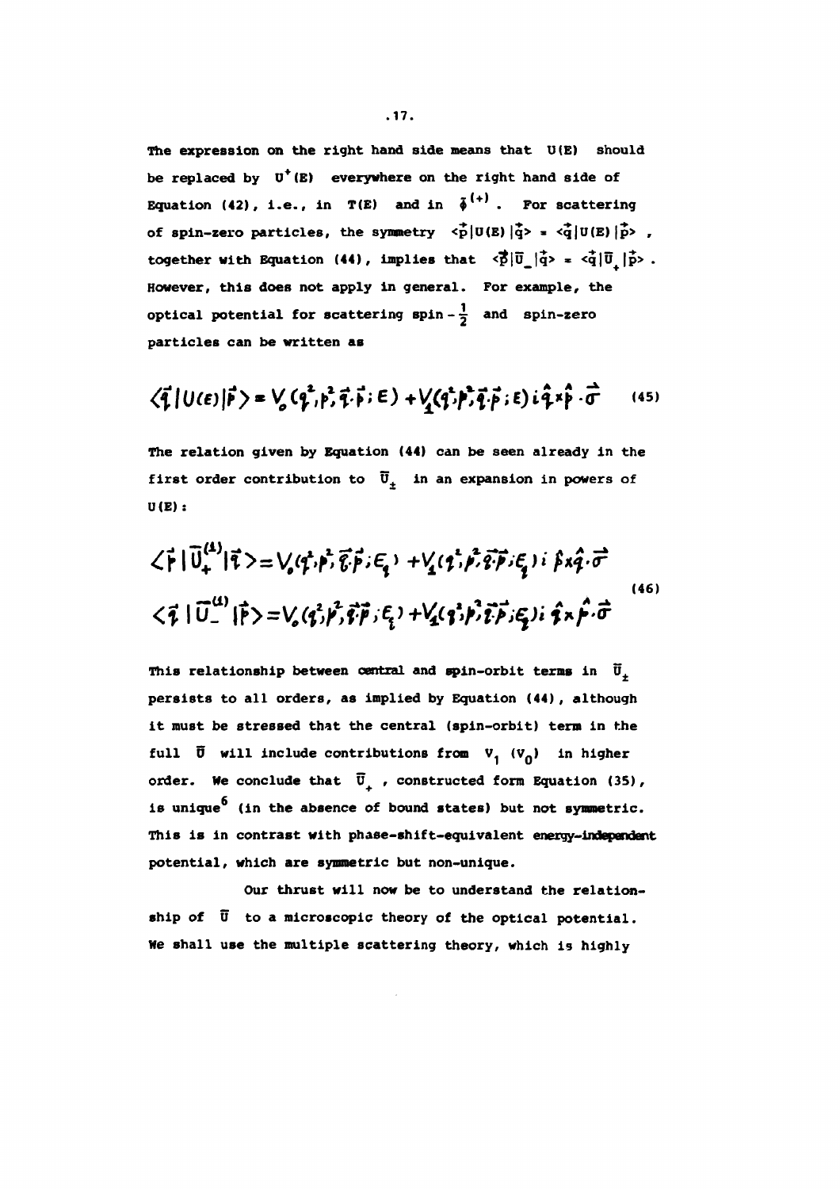The expression on the right hand side means that $U(E)$ should be replaced by $U^{+}(E)$ everywhere on the right hand side of Equation (42), i.e., in $T(E)$ and in $\bar{\phi}^{(+)}$. For scattering of spin-zero particles, the symmetry $\langle\vec{p}|U(E)|\vec{q}\rangle = \langle\vec{q}|U(E)|\vec{p}\rangle$, together with Equation (44), implies that $\langle\vec{p}|\bar{U}_{-}|\vec{q}\rangle = \langle\vec{q}|\bar{U}_{+}|\vec{p}\rangle$. However, this does not apply in general. For example, the optical potential for scattering spin-$\frac{1}{2}$ and spin-zero particles can be written as

$$\langle\vec{q}|U(E)|\vec{p}\rangle = V_0(q^2,p^2,\vec{q}\cdot\vec{p};E) + V_1(q^2,p^2,\vec{q}\cdot\vec{p};E)\, i\,\hat{q}\times\hat{p}\cdot\vec{\sigma} \qquad (45)$$

The relation given by Equation (44) can be seen already in the first order contribution to $\bar{U}_{\pm}$ in an expansion in powers of $U(E)$:

$$\begin{aligned}
\langle\vec{p}|\bar{U}_{+}^{(1)}|\vec{q}\rangle &= V_0(q^2,p^2,\vec{q}\cdot\vec{p};E_q) + V_1(q^2,p^2,\vec{q}\cdot\vec{p};E_q)\, i\,\hat{p}\times\hat{q}\cdot\vec{\sigma} \\
\langle\vec{q}|\bar{U}_{-}^{(1)}|\vec{p}\rangle &= V_0(q^2,p^2,\vec{q}\cdot\vec{p};E_q) + V_1(q^2,p^2,\vec{q}\cdot\vec{p};E_q)\, i\,\hat{q}\times\hat{p}\cdot\vec{\sigma}
\end{aligned} \qquad (46)$$

This relationship between central and spin-orbit terms in $\bar{U}_{\pm}$ persists to all orders, as implied by Equation (44), although it must be stressed that the central (spin-orbit) term in the full $\bar{U}$ will include contributions from $V_1$ ($V_0$) in higher order. We conclude that $\bar{U}_{+}$, constructed form Equation (35), is unique[6] (in the absence of bound states) but not symmetric. This is in contrast with phase-shift-equivalent energy-independent potential, which are symmetric but non-unique.

Our thrust will now be to understand the relationship of $\bar{U}$ to a microscopic theory of the optical potential. We shall use the multiple scattering theory, which is highly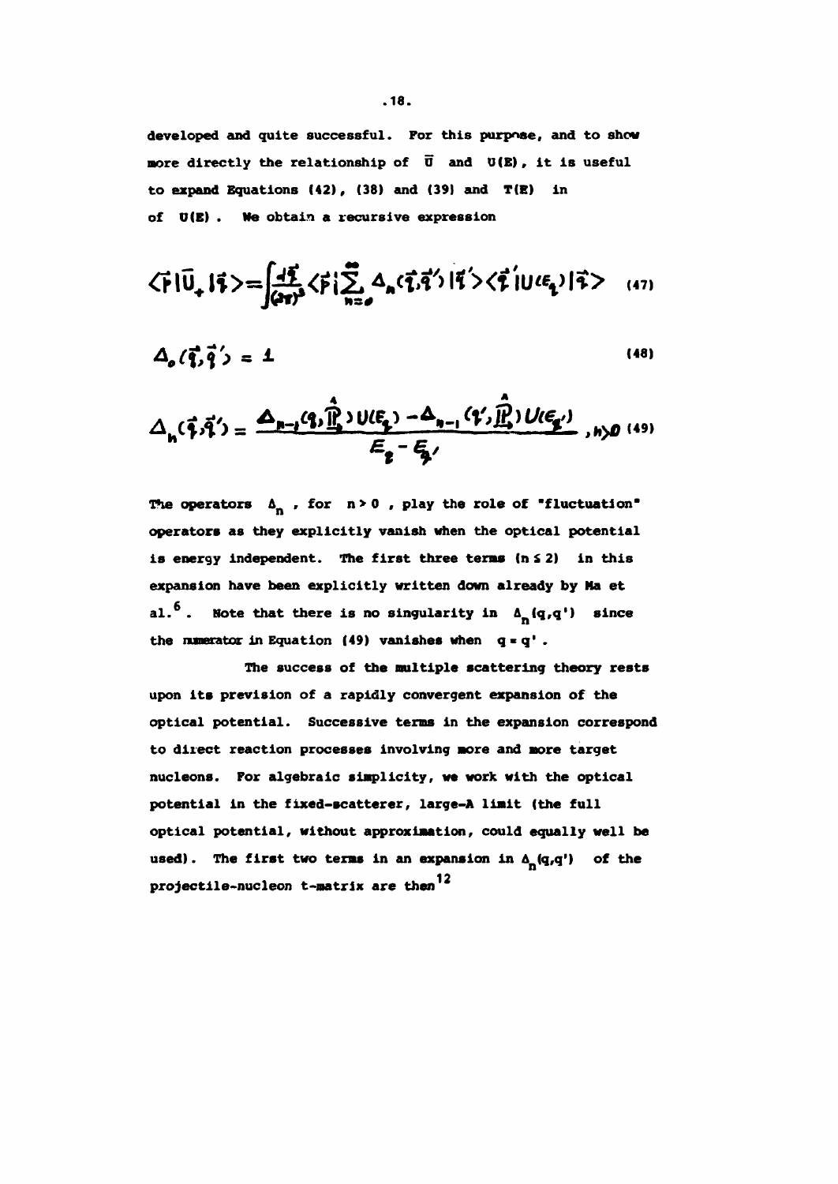developed and quite successful. For this purpose, and to show more directly the relationship of $\bar{U}$ and $U(E)$, it is useful to expand Equations (42), (38) and (39) and $T(E)$ in of $U(E)$. We obtain a recursive expression

$$\langle \vec{p} | \bar{U}_+ | \vec{q} \rangle = \int \frac{d\vec{q}}{(2\pi)^3} \langle \vec{p} | \sum_{n=0}^{\infty} \Delta_n(\vec{q}, \vec{q}') | \vec{q}' \rangle \langle \vec{q}' | U(E_q) | \vec{q} \rangle \tag{47}$$

$$\Delta_0(\vec{q}, \vec{q}') = 1 \tag{48}$$

$$\Delta_n(\vec{q}, \vec{q}') = \frac{\Delta_{n-1}(q, \hat{\mathbb{P}}) U(E_q) - \Delta_{n-1}(q', \hat{\mathbb{P}}) U(E_{q'})}{E_q - E_{q'}} \quad , n > 0 \tag{49}$$

The operators $\Delta_n$, for $n > 0$, play the role of "fluctuation" operators as they explicitly vanish when the optical potential is energy independent. The first three terms ($n \leq 2$) in this expansion have been explicitly written down already by Ma et al.[6]. Note that there is no singularity in $\Delta_n(q,q')$ since the numerator in Equation (49) vanishes when $q = q'$.

The success of the multiple scattering theory rests upon its prevision of a rapidly convergent expansion of the optical potential. Successive terms in the expansion correspond to direct reaction processes involving more and more target nucleons. For algebraic simplicity, we work with the optical potential in the fixed-scatterer, large-A limit (the full optical potential, without approximation, could equally well be used). The first two terms in an expansion in $\Delta_n(q,q')$ of the projectile-nucleon t-matrix are then[12]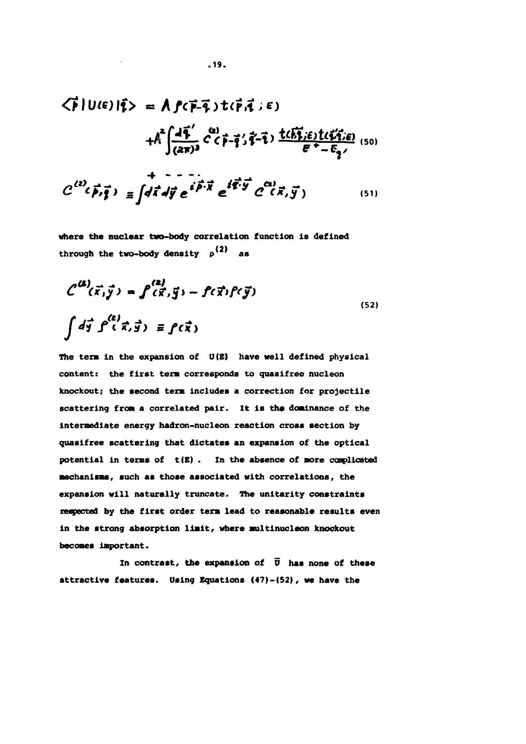$$\langle \vec{p} | U(\epsilon) | \vec{q} \rangle = A \rho(\vec{p}-\vec{q}) t(\vec{p},\vec{q};\epsilon) + A^2 \int \frac{d\vec{q}'}{(2\pi)^3} C^{(2)}(\vec{p}-\vec{q}';\vec{q}'-\vec{q}) \frac{t(\vec{p},\vec{q}';\epsilon) t(\vec{q}',\vec{q};\epsilon)}{\epsilon^+ - E_{q'}} + \cdots \tag{50}$$

$$C^{(2)}(\vec{p},\vec{q}) \equiv \int d\vec{x}\, d\vec{y}\, e^{i\vec{p}\cdot\vec{x}} e^{i\vec{q}\cdot\vec{y}} C^{(2)}(\vec{x},\vec{y}) \tag{51}$$

where the nuclear two-body correlation function is defined through the two-body density $\rho^{(2)}$ as

$$C^{(2)}(\vec{x},\vec{y}) = \rho^{(2)}(\vec{x},\vec{y}) - \rho(\vec{x})\rho(\vec{y})$$
$$\int d\vec{y}\, \rho^{(2)}(\vec{x},\vec{y}) \equiv \rho(\vec{x}) \tag{52}$$

The term in the expansion of $U(E)$ have well defined physical content: the first term corresponds to quasifree nucleon knockout; the second term includes a correction for projectile scattering from a correlated pair. It is the dominance of the intermediate energy hadron-nucleon reaction cross section by quasifree scattering that dictates an expansion of the optical potential in terms of $t(E)$. In the absence of more complicated mechanisms, such as those associated with correlations, the expansion will naturally truncate. The unitarity constraints respected by the first order term lead to reasonable results even in the strong absorption limit, where multinucleon knockout becomes important.

In contrast, the expansion of $\bar{U}$ has none of these attractive features. Using Equations (47)-(52), we have the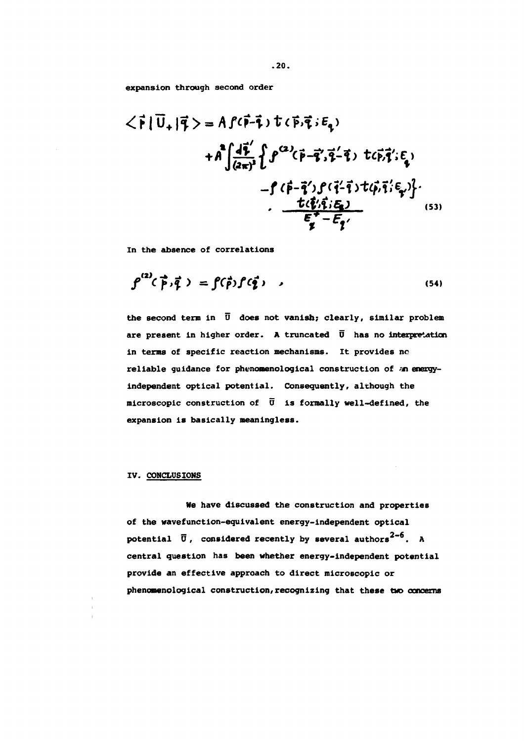expansion through second order

$$
\begin{aligned}
\langle \vec{p}\,|\,\bar{U}_{+}\,|\,\vec{q}\,\rangle = & A\,\rho(\vec{p}-\vec{q})\,t(\vec{p},\vec{q};E_q) \\
& + A^2 \int \frac{d\vec{q}'}{(2\pi)^3} \Big\{ \rho^{(2)}(\vec{p}-\vec{q}',\vec{q}'-\vec{q})\; t(\vec{p},\vec{q}';E_q) \\
& \qquad - \rho(\vec{p}-\vec{q}')\,\rho(\vec{q}'-\vec{q})\,t(\vec{p},\vec{q}';E_{q'}) \Big\} \cdot \\
& \qquad \cdot \frac{t(\vec{q}',\vec{q};E_q)}{E_q^{+}-E_{q'}}
\end{aligned} \tag{53}
$$

In the absence of correlations

$$
\rho^{(2)}(\vec{p},\vec{q}\,) = \rho(\vec{p})\,\rho(\vec{q}) \quad , \tag{54}
$$

the second term in $\bar{U}$ does not vanish; clearly, similar problem are present in higher order. A truncated $\bar{U}$ has no interpretation in terms of specific reaction mechanisms. It provides no reliable guidance for phenomenological construction of an energy-independent optical potential. Consequently, although the microscopic construction of $\bar{U}$ is formally well-defined, the expansion is basically meaningless.

## IV. CONCLUSIONS

We have discussed the construction and properties of the wavefunction-equivalent energy-independent optical potential $\bar{U}$, considered recently by several authors[2-6]. A central question has been whether energy-independent potential provide an effective approach to direct microscopic or phenomenological construction, recognizing that these two concerns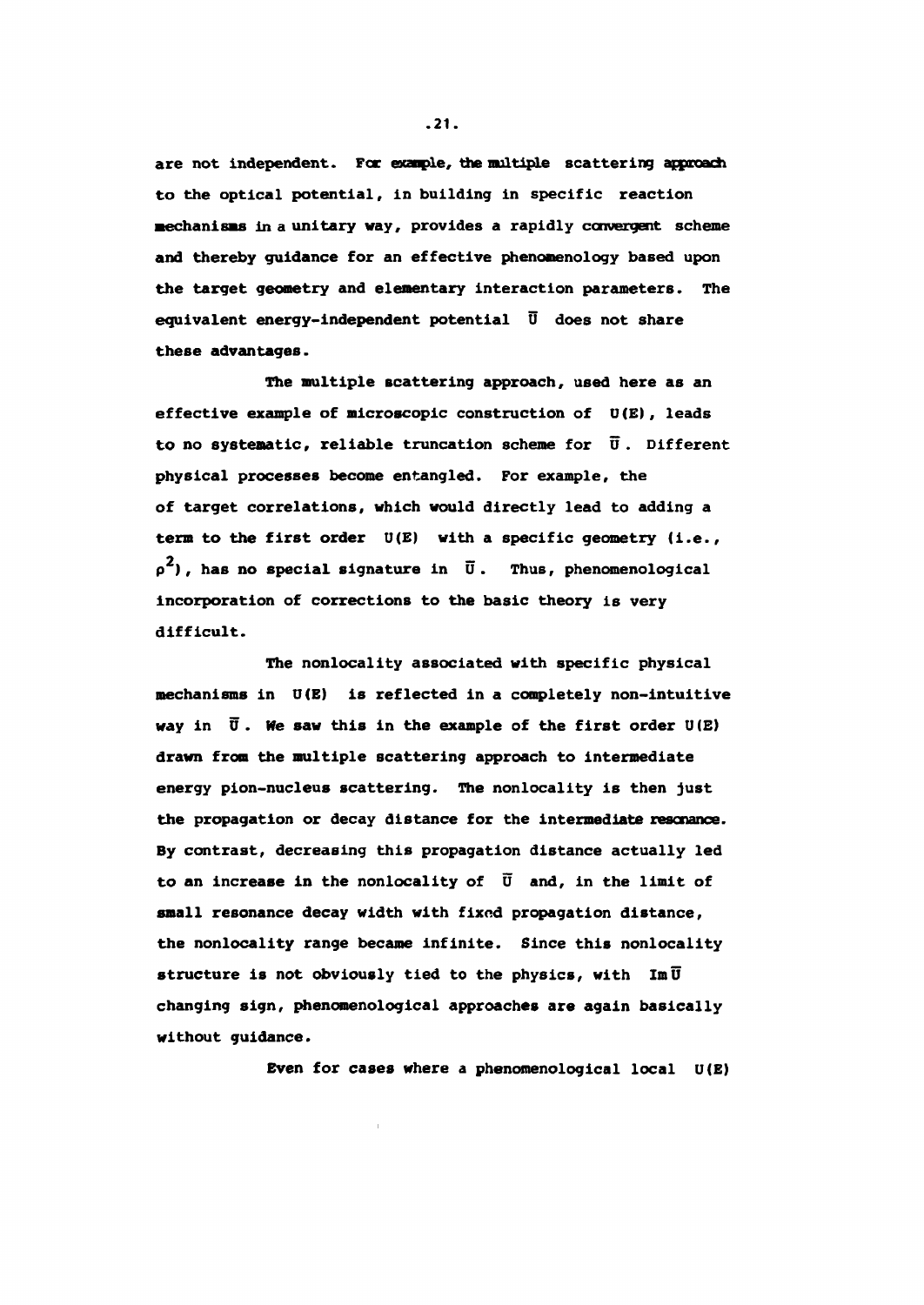are not independent. For example, the multiple scattering approach to the optical potential, in building in specific reaction mechanisms in a unitary way, provides a rapidly convergent scheme and thereby guidance for an effective phenomenology based upon the target geometry and elementary interaction parameters. The equivalent energy-independent potential $\bar{U}$ does not share these advantages.

The multiple scattering approach, used here as an effective example of microscopic construction of $U(E)$, leads to no systematic, reliable truncation scheme for $\bar{U}$. Different physical processes become entangled. For example, the of target correlations, which would directly lead to adding a term to the first order $U(E)$ with a specific geometry (i.e., $\rho^2$), has no special signature in $\bar{U}$. Thus, phenomenological incorporation of corrections to the basic theory is very difficult.

The nonlocality associated with specific physical mechanisms in $U(E)$ is reflected in a completely non-intuitive way in $\bar{U}$. We saw this in the example of the first order $U(E)$ drawn from the multiple scattering approach to intermediate energy pion-nucleus scattering. The nonlocality is then just the propagation or decay distance for the intermediate resonance. By contrast, decreasing this propagation distance actually led to an increase in the nonlocality of $\bar{U}$ and, in the limit of small resonance decay width with fixed propagation distance, the nonlocality range became infinite. Since this nonlocality structure is not obviously tied to the physics, with $\mathrm{Im}\,\bar{U}$ changing sign, phenomenological approaches are again basically without guidance.

Even for cases where a phenomenological local $U(E)$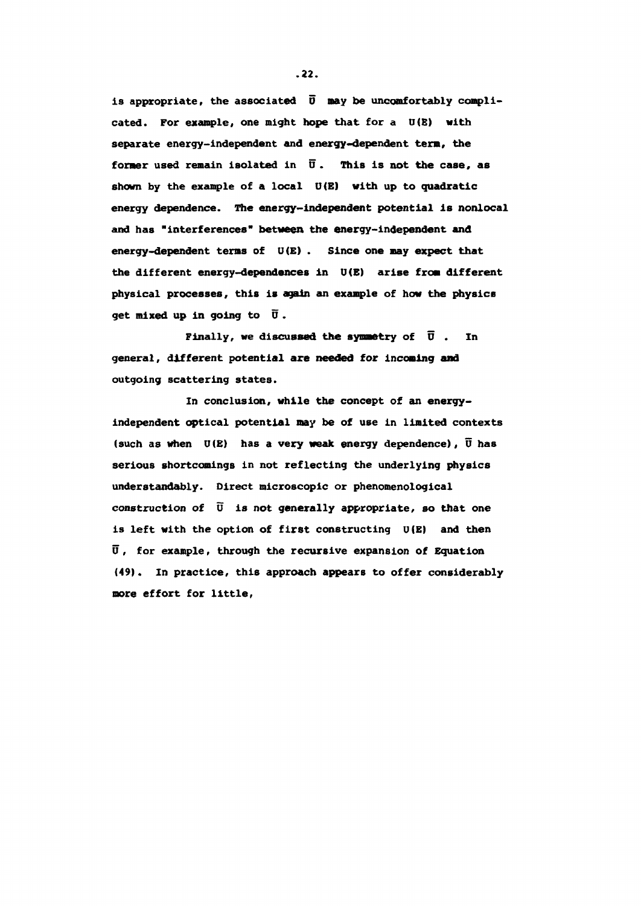is appropriate, the associated $\bar{U}$ may be uncomfortably complicated. For example, one might hope that for a $U(E)$ with separate energy-independent and energy-dependent term, the former used remain isolated in $\bar{U}$. This is not the case, as shown by the example of a local $U(E)$ with up to quadratic energy dependence. The energy-independent potential is nonlocal and has "interferences" between the energy-independent and energy-dependent terms of $U(E)$. Since one may expect that the different energy-dependences in $U(E)$ arise from different physical processes, this is again an example of how the physics get mixed up in going to $\bar{U}$.

Finally, we discussed the symmetry of $\bar{U}$. In general, different potential are needed for incoming and outgoing scattering states.

In conclusion, while the concept of an energy-independent optical potential may be of use in limited contexts (such as when $U(E)$ has a very weak energy dependence), $\bar{U}$ has serious shortcomings in not reflecting the underlying physics understandably. Direct microscopic or phenomenological construction of $\bar{U}$ is not generally appropriate, so that one is left with the option of first constructing $U(E)$ and then $\bar{U}$, for example, through the recursive expansion of Equation (49). In practice, this approach appears to offer considerably more effort for little,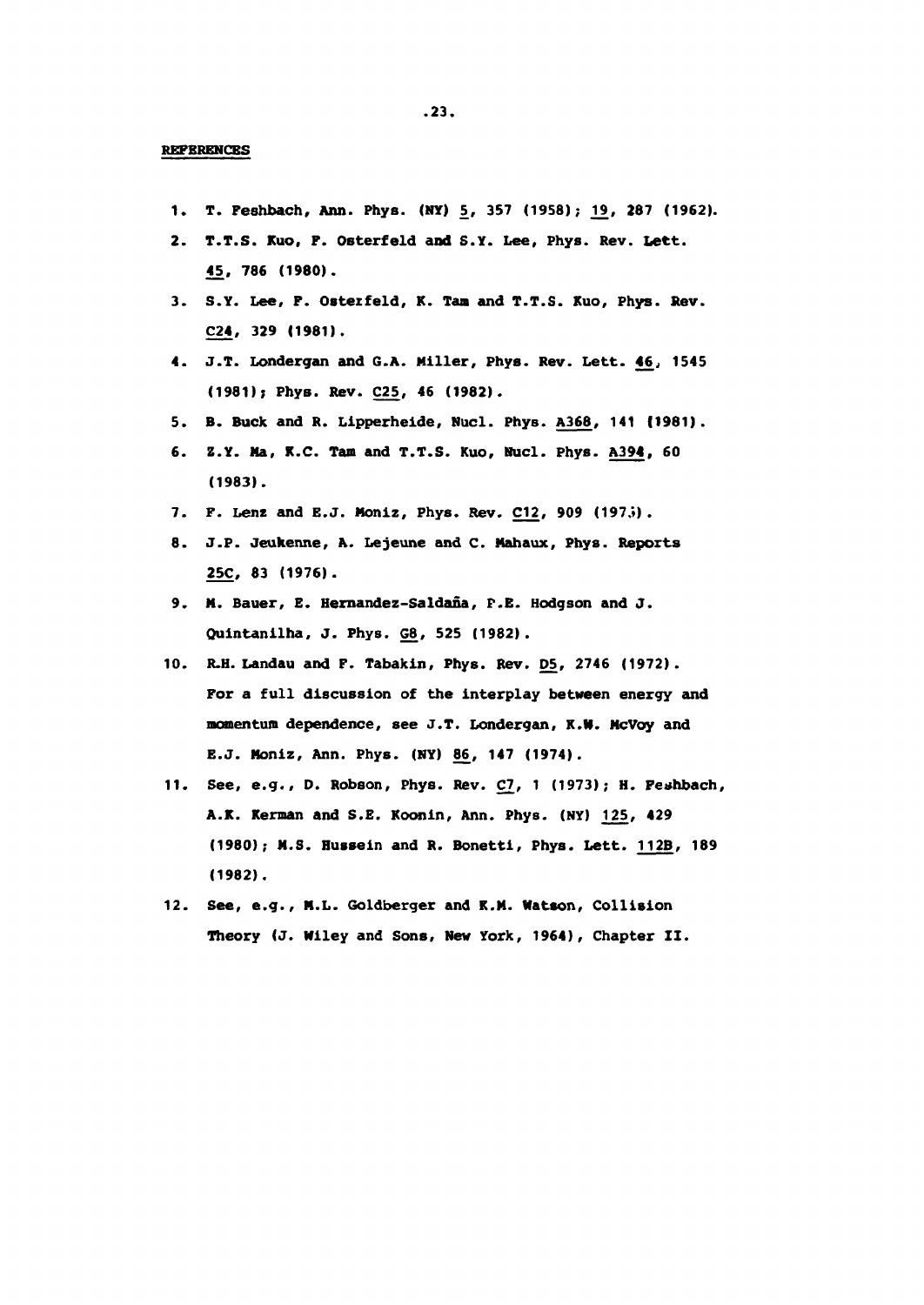## REFERENCES

1. T. Feshbach, Ann. Phys. (NY) 5, 357 (1958); 19, 287 (1962).
2. T.T.S. Kuo, F. Osterfeld and S.Y. Lee, Phys. Rev. Lett. 45, 786 (1980).
3. S.Y. Lee, F. Osterfeld, K. Tam and T.T.S. Kuo, Phys. Rev. C24, 329 (1981).
4. J.T. Londergan and G.A. Miller, Phys. Rev. Lett. 46, 1545 (1981); Phys. Rev. C25, 46 (1982).
5. B. Buck and R. Lipperheide, Nucl. Phys. A368, 141 (1981).
6. Z.Y. Ma, K.C. Tam and T.T.S. Kuo, Nucl. Phys. A394, 60 (1983).
7. F. Lenz and E.J. Moniz, Phys. Rev. C12, 909 (1975).
8. J.P. Jeukenne, A. Lejeune and C. Mahaux, Phys. Reports 25C, 83 (1976).
9. M. Bauer, E. Hernandez-Saldaña, P.E. Hodgson and J. Quintanilha, J. Phys. G8, 525 (1982).
10. R.H. Landau and F. Tabakin, Phys. Rev. D5, 2746 (1972). For a full discussion of the interplay between energy and momentum dependence, see J.T. Londergan, K.W. McVoy and E.J. Moniz, Ann. Phys. (NY) 86, 147 (1974).
11. See, e.g., D. Robson, Phys. Rev. C7, 1 (1973); H. Feshbach, A.K. Kerman and S.E. Koonin, Ann. Phys. (NY) 125, 429 (1980); M.S. Hussein and R. Bonetti, Phys. Lett. 112B, 189 (1982).
12. See, e.g., M.L. Goldberger and K.M. Watson, Collision Theory (J. Wiley and Sons, New York, 1964), Chapter II.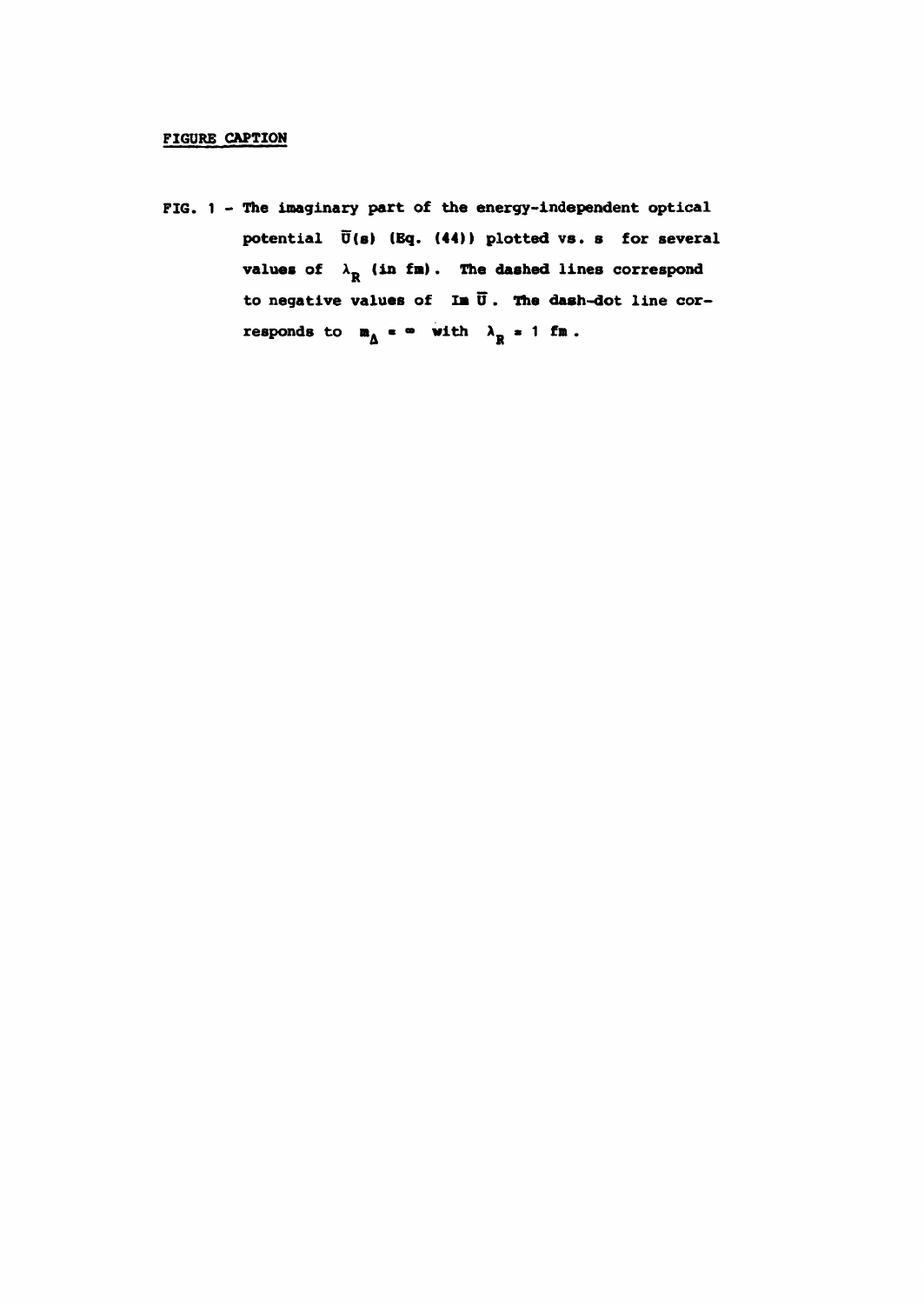## FIGURE CAPTION

FIG. 1 - The imaginary part of the energy-independent optical potential $\bar{U}(s)$ (Eq. (44)) plotted vs. $s$ for several values of $\lambda_R$ (in fm). The dashed lines correspond to negative values of $\mathrm{Im}\,\bar{U}$. The dash-dot line corresponds to $m_\Delta = \infty$ with $\lambda_R = 1$ fm.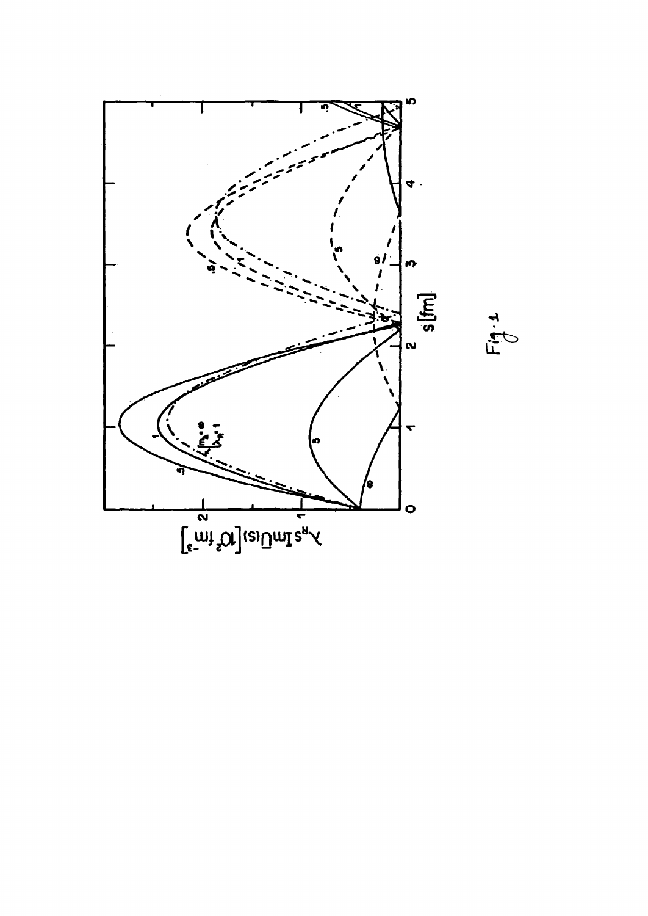$\lambda_R s \, \mathrm{Im}\bar{U}(s) \, [10^2 \, \mathrm{fm}^{-3}]$

2

1

0

0

1

2

3

4

5

s[fm]

.5

1

5

∞

$m_\pi = \infty$

$\lambda_R = 1$

Fig. 1